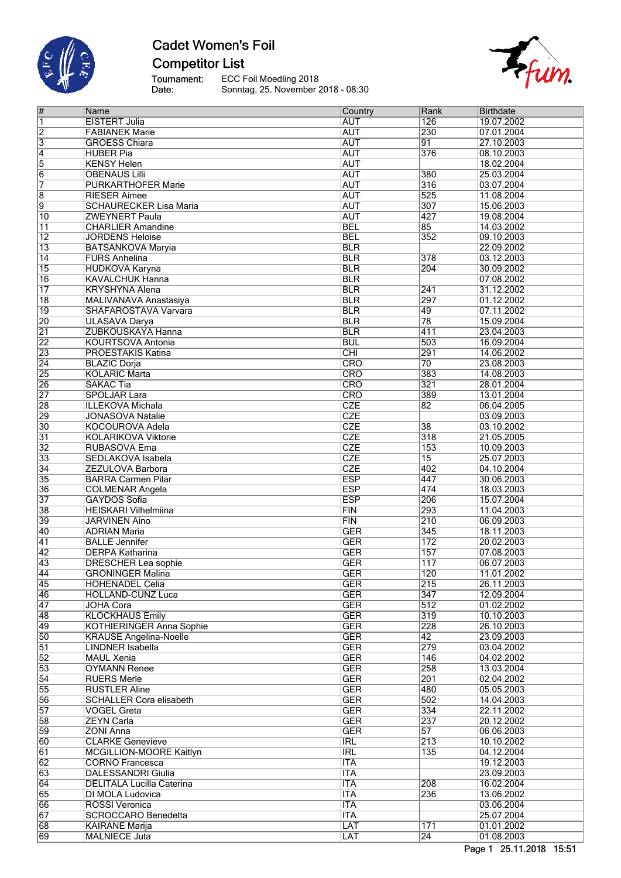# Cadet Women's Foil

## Competitor List

Tournament: ECC Foil Moedling 2018
Date: Sonntag, 25. November 2018 - 08:30

| # | Name | Country | Rank | Birthdate |
|---|---|---|---|---|
| 1 | EISTERT Julia | AUT | 126 | 19.07.2002 |
| 2 | FABIANEK Marie | AUT | 230 | 07.01.2004 |
| 3 | GROESS Chiara | AUT | 91 | 27.10.2003 |
| 4 | HUBER Pia | AUT | 376 | 08.10.2003 |
| 5 | KENSY Helen | AUT | | 18.02.2004 |
| 6 | OBENAUS Lilli | AUT | 380 | 25.03.2004 |
| 7 | PURKARTHOFER Marie | AUT | 316 | 03.07.2004 |
| 8 | RIESER Aimee | AUT | 525 | 11.08.2004 |
| 9 | SCHAURECKER Lisa Maria | AUT | 307 | 15.06.2003 |
| 10 | ZWEYNERT Paula | AUT | 427 | 19.08.2004 |
| 11 | CHARLIER Amandine | BEL | 85 | 14.03.2002 |
| 12 | JORDENS Heloise | BEL | 352 | 09.10.2003 |
| 13 | BATSANKOVA Maryia | BLR | | 22.09.2002 |
| 14 | FURS Anhelina | BLR | 378 | 03.12.2003 |
| 15 | HUDKOVA Karyna | BLR | 204 | 30.09.2002 |
| 16 | KAVALCHUK Hanna | BLR | | 07.08.2002 |
| 17 | KRYSHYNA Alena | BLR | 241 | 31.12.2002 |
| 18 | MALIVANAVA Anastasiya | BLR | 297 | 01.12.2002 |
| 19 | SHAFAROSTAVA Varvara | BLR | 49 | 07.11.2002 |
| 20 | ULASAVA Darya | BLR | 78 | 15.09.2004 |
| 21 | ZUBKOUSKAYA Hanna | BLR | 411 | 23.04.2003 |
| 22 | KOURTSOVA Antonia | BUL | 503 | 16.09.2004 |
| 23 | PROESTAKIS Katina | CHI | 291 | 14.06.2002 |
| 24 | BLAZIC Dorja | CRO | 70 | 23.08.2003 |
| 25 | KOLARIC Marta | CRO | 383 | 14.08.2003 |
| 26 | SAKAC Tia | CRO | 321 | 28.01.2004 |
| 27 | SPOLJAR Lara | CRO | 389 | 13.01.2004 |
| 28 | ILLEKOVA Michala | CZE | 82 | 06.04.2005 |
| 29 | JONASOVA Natalie | CZE | | 03.09.2003 |
| 30 | KOCOUROVA Adela | CZE | 38 | 03.10.2002 |
| 31 | KOLARIKOVA Viktorie | CZE | 318 | 21.05.2005 |
| 32 | RUBASOVA Ema | CZE | 153 | 10.09.2003 |
| 33 | SEDLAKOVA Isabela | CZE | 15 | 25.07.2003 |
| 34 | ZEZULOVA Barbora | CZE | 402 | 04.10.2004 |
| 35 | BARRA Carmen Pilar | ESP | 447 | 30.06.2003 |
| 36 | COLMENAR Angela | ESP | 474 | 18.03.2003 |
| 37 | GAYDOS Sofia | ESP | 206 | 15.07.2004 |
| 38 | HEISKARI Vilhelmiina | FIN | 293 | 11.04.2003 |
| 39 | JARVINEN Aino | FIN | 210 | 06.09.2003 |
| 40 | ADRIAN Maria | GER | 345 | 18.11.2003 |
| 41 | BALLE Jennifer | GER | 172 | 20.02.2003 |
| 42 | DERPA Katharina | GER | 157 | 07.08.2003 |
| 43 | DRESCHER Lea sophie | GER | 117 | 06.07.2003 |
| 44 | GRONINGER Malina | GER | 120 | 11.01.2002 |
| 45 | HOHENADEL Celia | GER | 215 | 26.11.2003 |
| 46 | HOLLAND-CUNZ Luca | GER | 347 | 12.09.2004 |
| 47 | JOHA Cora | GER | 512 | 01.02.2002 |
| 48 | KLOCKHAUS Emily | GER | 319 | 10.10.2003 |
| 49 | KOTHIERINGER Anna Sophie | GER | 228 | 26.10.2003 |
| 50 | KRAUSE Angelina-Noelle | GER | 42 | 23.09.2003 |
| 51 | LINDNER Isabella | GER | 279 | 03.04.2002 |
| 52 | MAUL Xenia | GER | 146 | 04.02.2002 |
| 53 | OYMANN Renee | GER | 258 | 13.03.2004 |
| 54 | RUERS Merle | GER | 201 | 02.04.2002 |
| 55 | RUSTLER Aline | GER | 480 | 05.05.2003 |
| 56 | SCHALLER Cora elisabeth | GER | 502 | 14.04.2003 |
| 57 | VOGEL Greta | GER | 334 | 22.11.2002 |
| 58 | ZEYN Carla | GER | 237 | 20.12.2002 |
| 59 | ZONI Anna | GER | 57 | 06.06.2003 |
| 60 | CLARKE Genevieve | IRL | 213 | 10.10.2002 |
| 61 | MCGILLION-MOORE Kaitlyn | IRL | 135 | 04.12.2004 |
| 62 | CORNO Francesca | ITA | | 19.12.2003 |
| 63 | DALESSANDRI Giulia | ITA | | 23.09.2003 |
| 64 | DELITALA Lucilla Caterina | ITA | 208 | 16.02.2004 |
| 65 | DI MOLA Ludovica | ITA | 236 | 13.06.2002 |
| 66 | ROSSI Veronica | ITA | | 03.06.2004 |
| 67 | SCROCCARO Benedetta | ITA | | 25.07.2004 |
| 68 | KAIRANE Marija | LAT | 171 | 01.01.2002 |
| 69 | MALNIECE Juta | LAT | 24 | 01.08.2003 |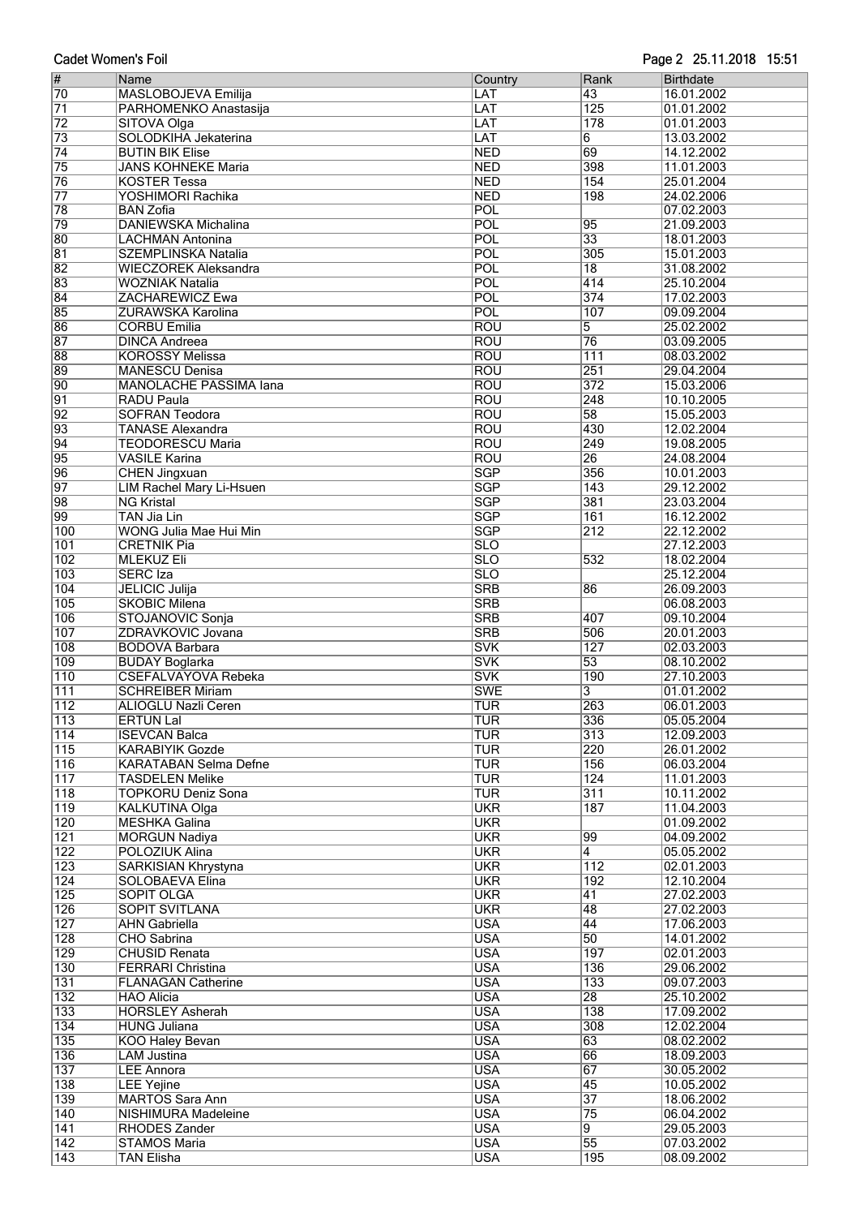| # | Name | Country | Rank | Birthdate |
|---|---|---|---|---|
| 70 | MASLOBOJEVA Emilija | LAT | 43 | 16.01.2002 |
| 71 | PARHOMENKO Anastasija | LAT | 125 | 01.01.2002 |
| 72 | SITOVA Olga | LAT | 178 | 01.01.2003 |
| 73 | SOLODKIHA Jekaterina | LAT | 6 | 13.03.2002 |
| 74 | BUTIN BIK Elise | NED | 69 | 14.12.2002 |
| 75 | JANS KOHNEKE Maria | NED | 398 | 11.01.2003 |
| 76 | KOSTER Tessa | NED | 154 | 25.01.2004 |
| 77 | YOSHIMORI Rachika | NED | 198 | 24.02.2006 |
| 78 | BAN Zofia | POL | | 07.02.2003 |
| 79 | DANIEWSKA Michalina | POL | 95 | 21.09.2003 |
| 80 | LACHMAN Antonina | POL | 33 | 18.01.2003 |
| 81 | SZEMPLINSKA Natalia | POL | 305 | 15.01.2003 |
| 82 | WIECZOREK Aleksandra | POL | 18 | 31.08.2002 |
| 83 | WOZNIAK Natalia | POL | 414 | 25.10.2004 |
| 84 | ZACHAREWICZ Ewa | POL | 374 | 17.02.2003 |
| 85 | ZURAWSKA Karolina | POL | 107 | 09.09.2004 |
| 86 | CORBU Emilia | ROU | 5 | 25.02.2002 |
| 87 | DINCA Andreea | ROU | 76 | 03.09.2005 |
| 88 | KOROSSY Melissa | ROU | 111 | 08.03.2002 |
| 89 | MANESCU Denisa | ROU | 251 | 29.04.2004 |
| 90 | MANOLACHE PASSIMA Iana | ROU | 372 | 15.03.2006 |
| 91 | RADU Paula | ROU | 248 | 10.10.2005 |
| 92 | SOFRAN Teodora | ROU | 58 | 15.05.2003 |
| 93 | TANASE Alexandra | ROU | 430 | 12.02.2004 |
| 94 | TEODORESCU Maria | ROU | 249 | 19.08.2005 |
| 95 | VASILE Karina | ROU | 26 | 24.08.2004 |
| 96 | CHEN Jingxuan | SGP | 356 | 10.01.2003 |
| 97 | LIM Rachel Mary Li-Hsuen | SGP | 143 | 29.12.2002 |
| 98 | NG Kristal | SGP | 381 | 23.03.2004 |
| 99 | TAN Jia Lin | SGP | 161 | 16.12.2002 |
| 100 | WONG Julia Mae Hui Min | SGP | 212 | 22.12.2002 |
| 101 | CRETNIK Pia | SLO | | 27.12.2003 |
| 102 | MLEKUZ Eli | SLO | 532 | 18.02.2004 |
| 103 | SERC Iza | SLO | | 25.12.2004 |
| 104 | JELICIC Julija | SRB | 86 | 26.09.2003 |
| 105 | SKOBIC Milena | SRB | | 06.08.2003 |
| 106 | STOJANOVIC Sonja | SRB | 407 | 09.10.2004 |
| 107 | ZDRAVKOVIC Jovana | SRB | 506 | 20.01.2003 |
| 108 | BODOVA Barbara | SVK | 127 | 02.03.2003 |
| 109 | BUDAY Boglarka | SVK | 53 | 08.10.2002 |
| 110 | CSEFALVAYOVA Rebeka | SVK | 190 | 27.10.2003 |
| 111 | SCHREIBER Miriam | SWE | 3 | 01.01.2002 |
| 112 | ALIOGLU Nazli Ceren | TUR | 263 | 06.01.2003 |
| 113 | ERTUN Lal | TUR | 336 | 05.05.2004 |
| 114 | ISEVCAN Balca | TUR | 313 | 12.09.2003 |
| 115 | KARABIYIK Gozde | TUR | 220 | 26.01.2002 |
| 116 | KARATABAN Selma Defne | TUR | 156 | 06.03.2004 |
| 117 | TASDELEN Melike | TUR | 124 | 11.01.2003 |
| 118 | TOPKORU Deniz Sona | TUR | 311 | 10.11.2002 |
| 119 | KALKUTINA Olga | UKR | 187 | 11.04.2003 |
| 120 | MESHKA Galina | UKR | | 01.09.2002 |
| 121 | MORGUN Nadiya | UKR | 99 | 04.09.2002 |
| 122 | POLOZIUK Alina | UKR | 4 | 05.05.2002 |
| 123 | SARKISIAN Khrystyna | UKR | 112 | 02.01.2003 |
| 124 | SOLOBAEVA Elina | UKR | 192 | 12.10.2004 |
| 125 | SOPIT OLGA | UKR | 41 | 27.02.2003 |
| 126 | SOPIT SVITLANA | UKR | 48 | 27.02.2003 |
| 127 | AHN Gabriella | USA | 44 | 17.06.2003 |
| 128 | CHO Sabrina | USA | 50 | 14.01.2002 |
| 129 | CHUSID Renata | USA | 197 | 02.01.2003 |
| 130 | FERRARI Christina | USA | 136 | 29.06.2002 |
| 131 | FLANAGAN Catherine | USA | 133 | 09.07.2003 |
| 132 | HAO Alicia | USA | 28 | 25.10.2002 |
| 133 | HORSLEY Asherah | USA | 138 | 17.09.2002 |
| 134 | HUNG Juliana | USA | 308 | 12.02.2004 |
| 135 | KOO Haley Bevan | USA | 63 | 08.02.2002 |
| 136 | LAM Justina | USA | 66 | 18.09.2003 |
| 137 | LEE Annora | USA | 67 | 30.05.2002 |
| 138 | LEE Yejine | USA | 45 | 10.05.2002 |
| 139 | MARTOS Sara Ann | USA | 37 | 18.06.2002 |
| 140 | NISHIMURA Madeleine | USA | 75 | 06.04.2002 |
| 141 | RHODES Zander | USA | 9 | 29.05.2003 |
| 142 | STAMOS Maria | USA | 55 | 07.03.2002 |
| 143 | TAN Elisha | USA | 195 | 08.09.2002 |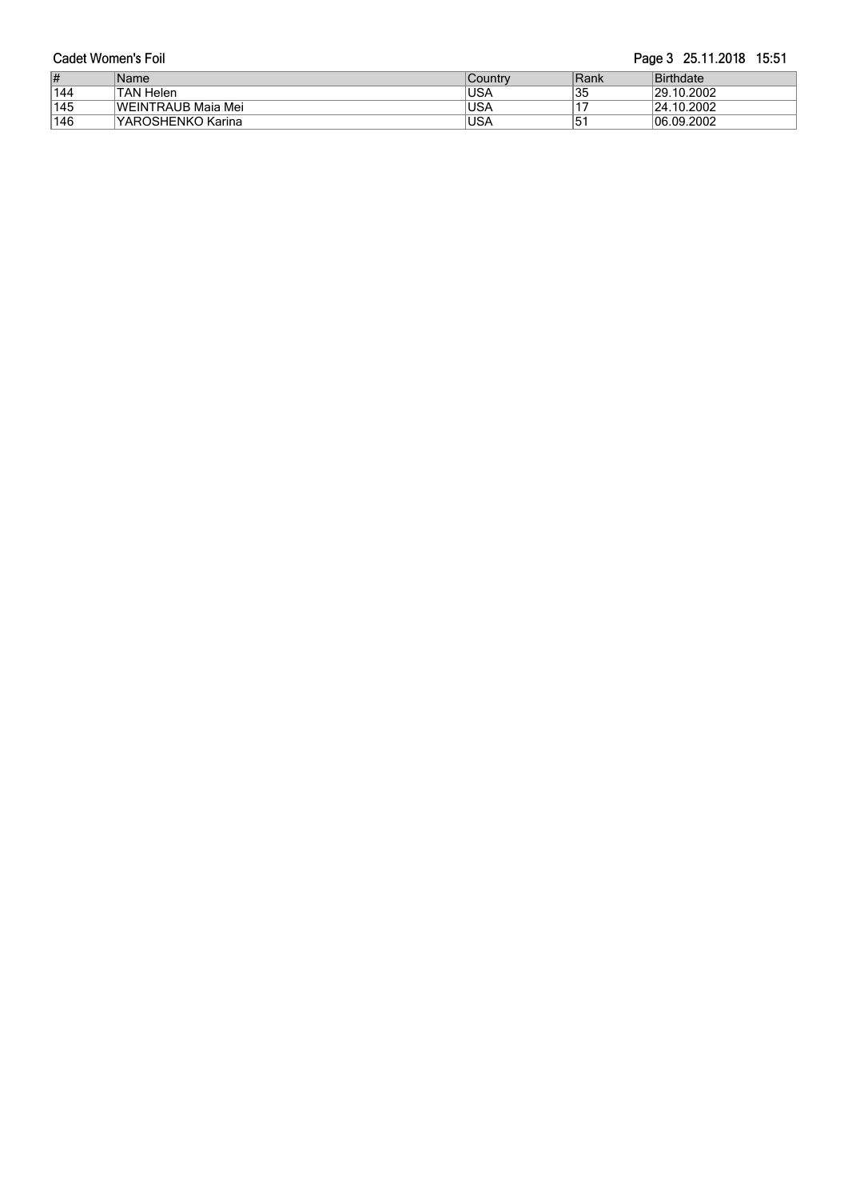| # | Name | Country | Rank | Birthdate |
|---|---|---|---|---|
| 144 | TAN Helen | USA | 35 | 29.10.2002 |
| 145 | WEINTRAUB Maia Mei | USA | 17 | 24.10.2002 |
| 146 | YAROSHENKO Karina | USA | 51 | 06.09.2002 |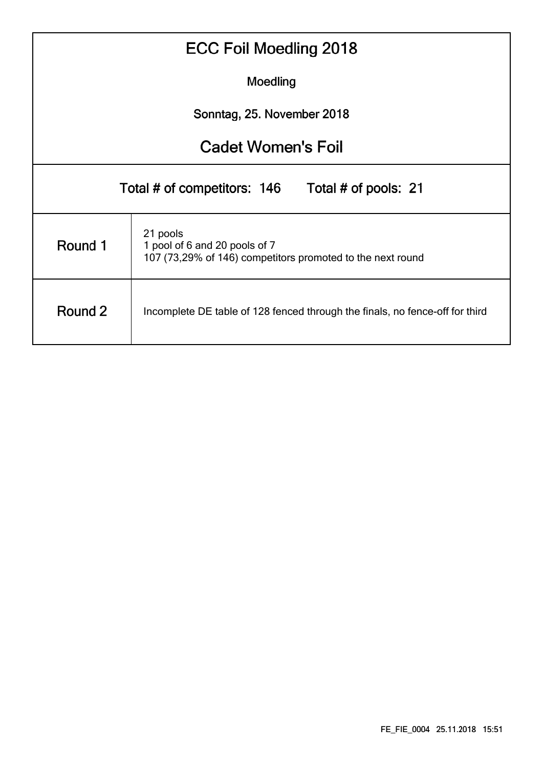# ECC Foil Moedling 2018

Moedling

Sonntag, 25. November 2018

## Cadet Women's Foil

Total # of competitors: 146 Total # of pools: 21

| | |
|---|---|
| Round 1 | 21 pools<br>1 pool of 6 and 20 pools of 7<br>107 (73,29% of 146) competitors promoted to the next round |
| Round 2 | Incomplete DE table of 128 fenced through the finals, no fence-off for third |

FE_FIE_0004 25.11.2018 15:51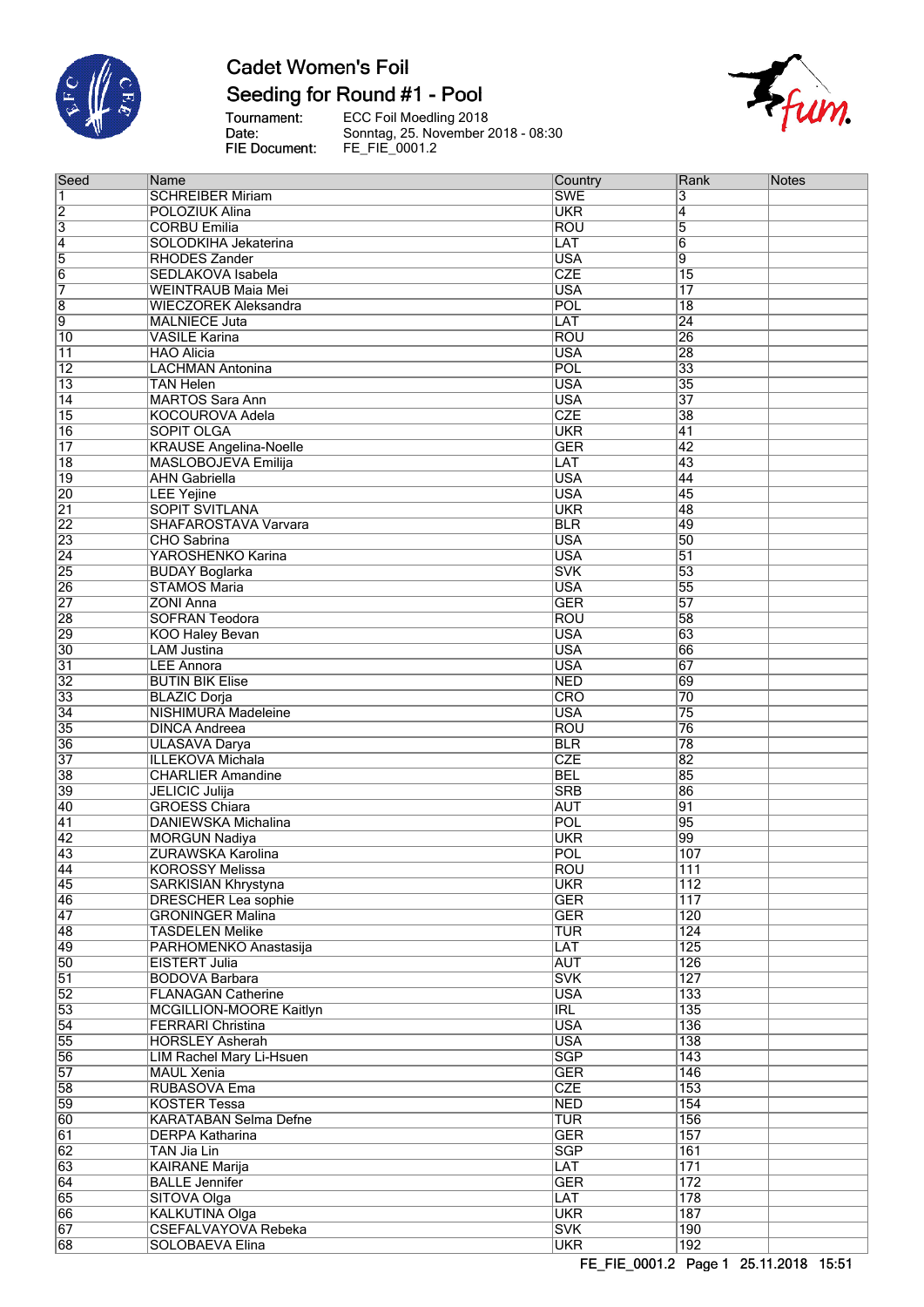# Cadet Women's Foil

## Seeding for Round #1 - Pool

Tournament: ECC Foil Moedling 2018
Date: Sonntag, 25. November 2018 - 08:30
FIE Document: FE_FIE_0001.2

| Seed | Name | Country | Rank | Notes |
|---|---|---|---|---|
| 1 | SCHREIBER Miriam | SWE | 3 | |
| 2 | POLOZIUK Alina | UKR | 4 | |
| 3 | CORBU Emilia | ROU | 5 | |
| 4 | SOLODKIHA Jekaterina | LAT | 6 | |
| 5 | RHODES Zander | USA | 9 | |
| 6 | SEDLAKOVA Isabela | CZE | 15 | |
| 7 | WEINTRAUB Maia Mei | USA | 17 | |
| 8 | WIECZOREK Aleksandra | POL | 18 | |
| 9 | MALNIECE Juta | LAT | 24 | |
| 10 | VASILE Karina | ROU | 26 | |
| 11 | HAO Alicia | USA | 28 | |
| 12 | LACHMAN Antonina | POL | 33 | |
| 13 | TAN Helen | USA | 35 | |
| 14 | MARTOS Sara Ann | USA | 37 | |
| 15 | KOCOUROVA Adela | CZE | 38 | |
| 16 | SOPIT OLGA | UKR | 41 | |
| 17 | KRAUSE Angelina-Noelle | GER | 42 | |
| 18 | MASLOBOJEVA Emilija | LAT | 43 | |
| 19 | AHN Gabriella | USA | 44 | |
| 20 | LEE Yejine | USA | 45 | |
| 21 | SOPIT SVITLANA | UKR | 48 | |
| 22 | SHAFAROSTAVA Varvara | BLR | 49 | |
| 23 | CHO Sabrina | USA | 50 | |
| 24 | YAROSHENKO Karina | USA | 51 | |
| 25 | BUDAY Boglarka | SVK | 53 | |
| 26 | STAMOS Maria | USA | 55 | |
| 27 | ZONI Anna | GER | 57 | |
| 28 | SOFRAN Teodora | ROU | 58 | |
| 29 | KOO Haley Bevan | USA | 63 | |
| 30 | LAM Justina | USA | 66 | |
| 31 | LEE Annora | USA | 67 | |
| 32 | BUTIN BIK Elise | NED | 69 | |
| 33 | BLAZIC Dorja | CRO | 70 | |
| 34 | NISHIMURA Madeleine | USA | 75 | |
| 35 | DINCA Andreea | ROU | 76 | |
| 36 | ULASAVA Darya | BLR | 78 | |
| 37 | ILLEKOVA Michala | CZE | 82 | |
| 38 | CHARLIER Amandine | BEL | 85 | |
| 39 | JELICIC Julija | SRB | 86 | |
| 40 | GROESS Chiara | AUT | 91 | |
| 41 | DANIEWSKA Michalina | POL | 95 | |
| 42 | MORGUN Nadiya | UKR | 99 | |
| 43 | ZURAWSKA Karolina | POL | 107 | |
| 44 | KOROSSY Melissa | ROU | 111 | |
| 45 | SARKISIAN Khrystyna | UKR | 112 | |
| 46 | DRESCHER Lea sophie | GER | 117 | |
| 47 | GRONINGER Malina | GER | 120 | |
| 48 | TASDELEN Melike | TUR | 124 | |
| 49 | PARHOMENKO Anastasija | LAT | 125 | |
| 50 | EISTERT Julia | AUT | 126 | |
| 51 | BODOVA Barbara | SVK | 127 | |
| 52 | FLANAGAN Catherine | USA | 133 | |
| 53 | MCGILLION-MOORE Kaitlyn | IRL | 135 | |
| 54 | FERRARI Christina | USA | 136 | |
| 55 | HORSLEY Asherah | USA | 138 | |
| 56 | LIM Rachel Mary Li-Hsuen | SGP | 143 | |
| 57 | MAUL Xenia | GER | 146 | |
| 58 | RUBASOVA Ema | CZE | 153 | |
| 59 | KOSTER Tessa | NED | 154 | |
| 60 | KARATABAN Selma Defne | TUR | 156 | |
| 61 | DERPA Katharina | GER | 157 | |
| 62 | TAN Jia Lin | SGP | 161 | |
| 63 | KAIRANE Marija | LAT | 171 | |
| 64 | BALLE Jennifer | GER | 172 | |
| 65 | SITOVA Olga | LAT | 178 | |
| 66 | KALKUTINA Olga | UKR | 187 | |
| 67 | CSEFALVAYOVA Rebeka | SVK | 190 | |
| 68 | SOLOBAEVA Elina | UKR | 192 | |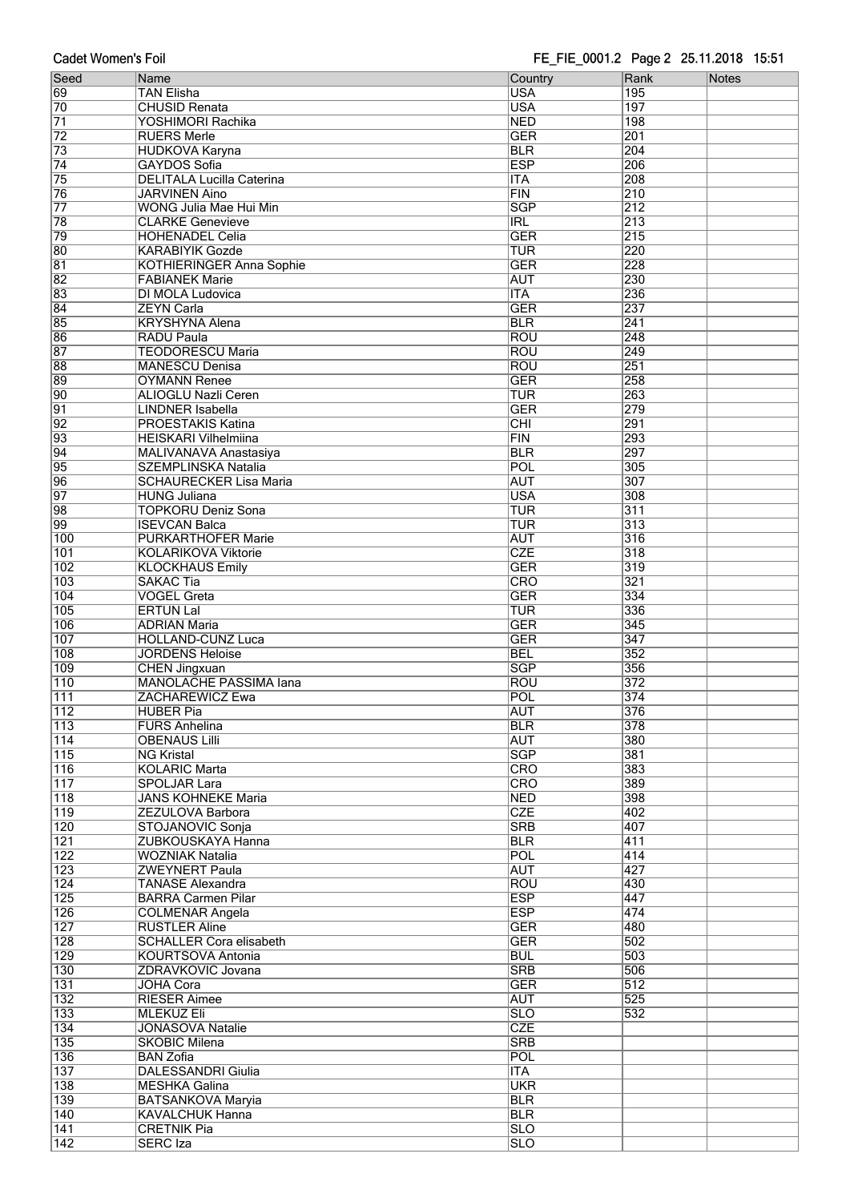| Seed | Name | Country | Rank | Notes |
|---|---|---|---|---|
| 69 | TAN Elisha | USA | 195 | |
| 70 | CHUSID Renata | USA | 197 | |
| 71 | YOSHIMORI Rachika | NED | 198 | |
| 72 | RUERS Merle | GER | 201 | |
| 73 | HUDKOVA Karyna | BLR | 204 | |
| 74 | GAYDOS Sofia | ESP | 206 | |
| 75 | DELITALA Lucilla Caterina | ITA | 208 | |
| 76 | JARVINEN Aino | FIN | 210 | |
| 77 | WONG Julia Mae Hui Min | SGP | 212 | |
| 78 | CLARKE Genevieve | IRL | 213 | |
| 79 | HOHENADEL Celia | GER | 215 | |
| 80 | KARABIYIK Gozde | TUR | 220 | |
| 81 | KOTHIERINGER Anna Sophie | GER | 228 | |
| 82 | FABIANEK Marie | AUT | 230 | |
| 83 | DI MOLA Ludovica | ITA | 236 | |
| 84 | ZEYN Carla | GER | 237 | |
| 85 | KRYSHYNA Alena | BLR | 241 | |
| 86 | RADU Paula | ROU | 248 | |
| 87 | TEODORESCU Maria | ROU | 249 | |
| 88 | MANESCU Denisa | ROU | 251 | |
| 89 | OYMANN Renee | GER | 258 | |
| 90 | ALIOGLU Nazli Ceren | TUR | 263 | |
| 91 | LINDNER Isabella | GER | 279 | |
| 92 | PROESTAKIS Katina | CHI | 291 | |
| 93 | HEISKARI Vilhelmiina | FIN | 293 | |
| 94 | MALIVANAVA Anastasiya | BLR | 297 | |
| 95 | SZEMPLINSKA Natalia | POL | 305 | |
| 96 | SCHAURECKER Lisa Maria | AUT | 307 | |
| 97 | HUNG Juliana | USA | 308 | |
| 98 | TOPKORU Deniz Sona | TUR | 311 | |
| 99 | ISEVCAN Balca | TUR | 313 | |
| 100 | PURKARTHOFER Marie | AUT | 316 | |
| 101 | KOLARIKOVA Viktorie | CZE | 318 | |
| 102 | KLOCKHAUS Emily | GER | 319 | |
| 103 | SAKAC Tia | CRO | 321 | |
| 104 | VOGEL Greta | GER | 334 | |
| 105 | ERTUN Lal | TUR | 336 | |
| 106 | ADRIAN Maria | GER | 345 | |
| 107 | HOLLAND-CUNZ Luca | GER | 347 | |
| 108 | JORDENS Heloise | BEL | 352 | |
| 109 | CHEN Jingxuan | SGP | 356 | |
| 110 | MANOLACHE PASSIMA Iana | ROU | 372 | |
| 111 | ZACHAREWICZ Ewa | POL | 374 | |
| 112 | HUBER Pia | AUT | 376 | |
| 113 | FURS Anhelina | BLR | 378 | |
| 114 | OBENAUS Lilli | AUT | 380 | |
| 115 | NG Kristal | SGP | 381 | |
| 116 | KOLARIC Marta | CRO | 383 | |
| 117 | SPOLJAR Lara | CRO | 389 | |
| 118 | JANS KOHNEKE Maria | NED | 398 | |
| 119 | ZEZULOVA Barbora | CZE | 402 | |
| 120 | STOJANOVIC Sonja | SRB | 407 | |
| 121 | ZUBKOUSKAYA Hanna | BLR | 411 | |
| 122 | WOZNIAK Natalia | POL | 414 | |
| 123 | ZWEYNERT Paula | AUT | 427 | |
| 124 | TANASE Alexandra | ROU | 430 | |
| 125 | BARRA Carmen Pilar | ESP | 447 | |
| 126 | COLMENAR Angela | ESP | 474 | |
| 127 | RUSTLER Aline | GER | 480 | |
| 128 | SCHALLER Cora elisabeth | GER | 502 | |
| 129 | KOURTSOVA Antonia | BUL | 503 | |
| 130 | ZDRAVKOVIC Jovana | SRB | 506 | |
| 131 | JOHA Cora | GER | 512 | |
| 132 | RIESER Aimee | AUT | 525 | |
| 133 | MLEKUZ Eli | SLO | 532 | |
| 134 | JONASOVA Natalie | CZE | | |
| 135 | SKOBIC Milena | SRB | | |
| 136 | BAN Zofia | POL | | |
| 137 | DALESSANDRI Giulia | ITA | | |
| 138 | MESHKA Galina | UKR | | |
| 139 | BATSANKOVA Maryia | BLR | | |
| 140 | KAVALCHUK Hanna | BLR | | |
| 141 | CRETNIK Pia | SLO | | |
| 142 | SERC Iza | SLO | | |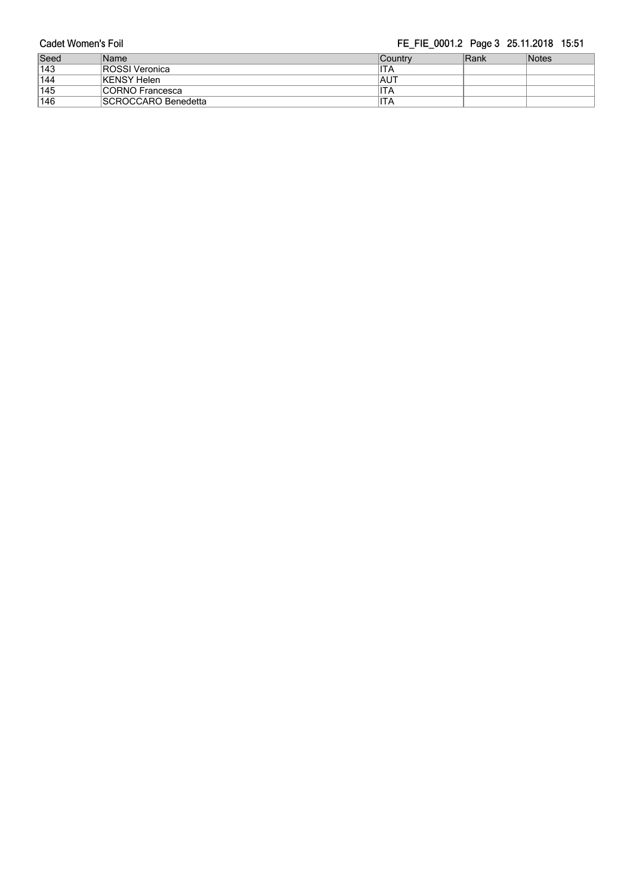| Seed | Name | Country | Rank | Notes |
|---|---|---|---|---|
| 143 | ROSSI Veronica | ITA | | |
| 144 | KENSY Helen | AUT | | |
| 145 | CORNO Francesca | ITA | | |
| 146 | SCROCCARO Benedetta | ITA | | |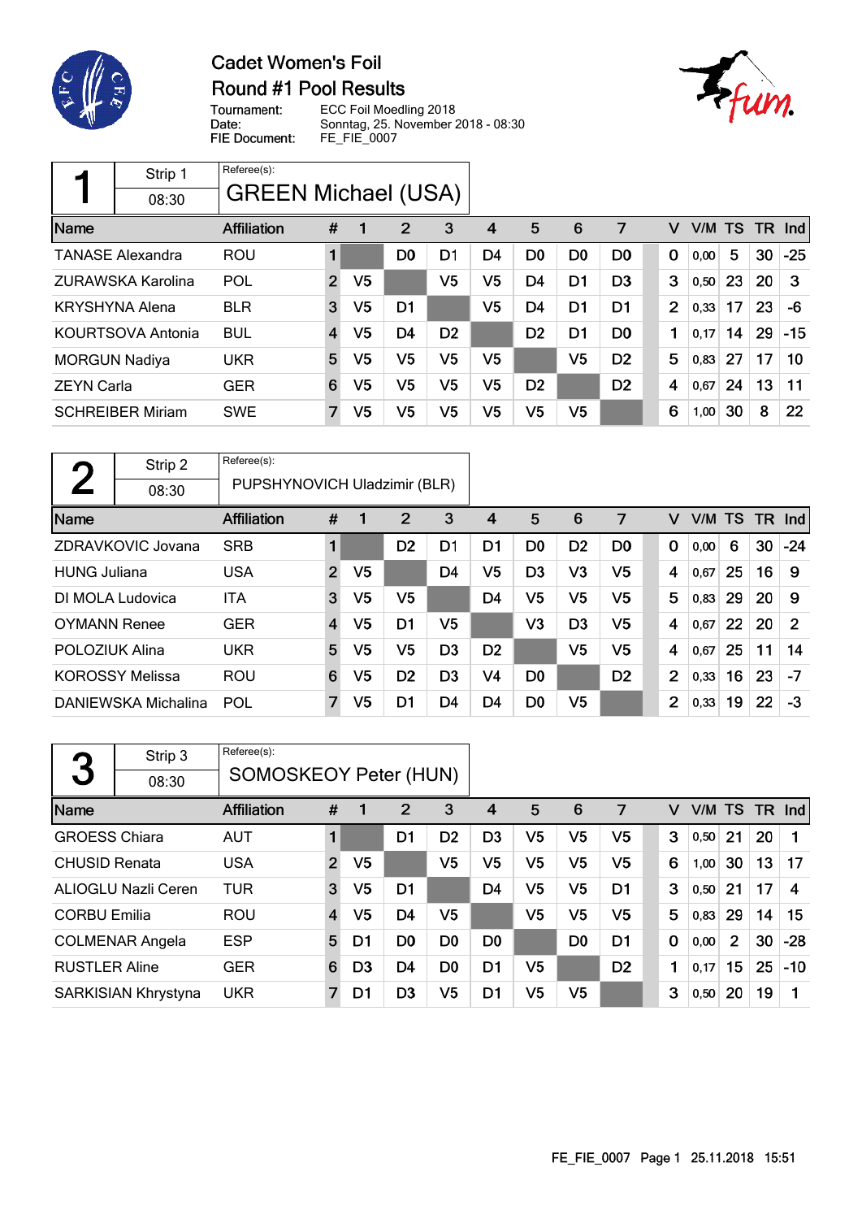# Cadet Women's Foil
## Round #1 Pool Results

Tournament: ECC Foil Moedling 2018
Date: Sonntag, 25. November 2018 - 08:30
FIE Document: FE_FIE_0007

### Pool 1 — Strip 1 — 08:30
Referee(s): GREEN Michael (USA)

| Name | Affiliation | # | 1 | 2 | 3 | 4 | 5 | 6 | 7 | V | V/M | TS | TR | Ind |
|---|---|---|---|---|---|---|---|---|---|---|---|---|---|---|
| TANASE Alexandra | ROU | 1 | | D0 | D1 | D4 | D0 | D0 | D0 | 0 | 0,00 | 5 | 30 | -25 |
| ZURAWSKA Karolina | POL | 2 | V5 | | V5 | V5 | D4 | D1 | D3 | 3 | 0,50 | 23 | 20 | 3 |
| KRYSHYNA Alena | BLR | 3 | V5 | D1 | | V5 | D4 | D1 | D1 | 2 | 0,33 | 17 | 23 | -6 |
| KOURTSOVA Antonia | BUL | 4 | V5 | D4 | D2 | | D2 | D1 | D0 | 1 | 0,17 | 14 | 29 | -15 |
| MORGUN Nadiya | UKR | 5 | V5 | V5 | V5 | V5 | | V5 | D2 | 5 | 0,83 | 27 | 17 | 10 |
| ZEYN Carla | GER | 6 | V5 | V5 | V5 | V5 | D2 | | D2 | 4 | 0,67 | 24 | 13 | 11 |
| SCHREIBER Miriam | SWE | 7 | V5 | V5 | V5 | V5 | V5 | V5 | | 6 | 1,00 | 30 | 8 | 22 |

### Pool 2 — Strip 2 — 08:30
Referee(s): PUPSHYNOVICH Uladzimir (BLR)

| Name | Affiliation | # | 1 | 2 | 3 | 4 | 5 | 6 | 7 | V | V/M | TS | TR | Ind |
|---|---|---|---|---|---|---|---|---|---|---|---|---|---|---|
| ZDRAVKOVIC Jovana | SRB | 1 | | D2 | D1 | D1 | D0 | D2 | D0 | 0 | 0,00 | 6 | 30 | -24 |
| HUNG Juliana | USA | 2 | V5 | | D4 | V5 | D3 | V3 | V5 | 4 | 0,67 | 25 | 16 | 9 |
| DI MOLA Ludovica | ITA | 3 | V5 | V5 | | D4 | V5 | V5 | V5 | 5 | 0,83 | 29 | 20 | 9 |
| OYMANN Renee | GER | 4 | V5 | D1 | V5 | | V3 | D3 | V5 | 4 | 0,67 | 22 | 20 | 2 |
| POLOZIUK Alina | UKR | 5 | V5 | V5 | D3 | D2 | | V5 | V5 | 4 | 0,67 | 25 | 11 | 14 |
| KOROSSY Melissa | ROU | 6 | V5 | D2 | D3 | V4 | D0 | | D2 | 2 | 0,33 | 16 | 23 | -7 |
| DANIEWSKA Michalina | POL | 7 | V5 | D1 | D4 | D4 | D0 | V5 | | 2 | 0,33 | 19 | 22 | -3 |

### Pool 3 — Strip 3 — 08:30
Referee(s): SOMOSKEOY Peter (HUN)

| Name | Affiliation | # | 1 | 2 | 3 | 4 | 5 | 6 | 7 | V | V/M | TS | TR | Ind |
|---|---|---|---|---|---|---|---|---|---|---|---|---|---|---|
| GROESS Chiara | AUT | 1 | | D1 | D2 | D3 | V5 | V5 | V5 | 3 | 0,50 | 21 | 20 | 1 |
| CHUSID Renata | USA | 2 | V5 | | V5 | V5 | V5 | V5 | V5 | 6 | 1,00 | 30 | 13 | 17 |
| ALIOGLU Nazli Ceren | TUR | 3 | V5 | D1 | | D4 | V5 | V5 | D1 | 3 | 0,50 | 21 | 17 | 4 |
| CORBU Emilia | ROU | 4 | V5 | D4 | V5 | | V5 | V5 | V5 | 5 | 0,83 | 29 | 14 | 15 |
| COLMENAR Angela | ESP | 5 | D1 | D0 | D0 | D0 | | D0 | D1 | 0 | 0,00 | 2 | 30 | -28 |
| RUSTLER Aline | GER | 6 | D3 | D4 | D0 | D1 | V5 | | D2 | 1 | 0,17 | 15 | 25 | -10 |
| SARKISIAN Khrystyna | UKR | 7 | D1 | D3 | V5 | D1 | V5 | V5 | | 3 | 0,50 | 20 | 19 | 1 |

FE_FIE_0007 Page 1 25.11.2018 15:51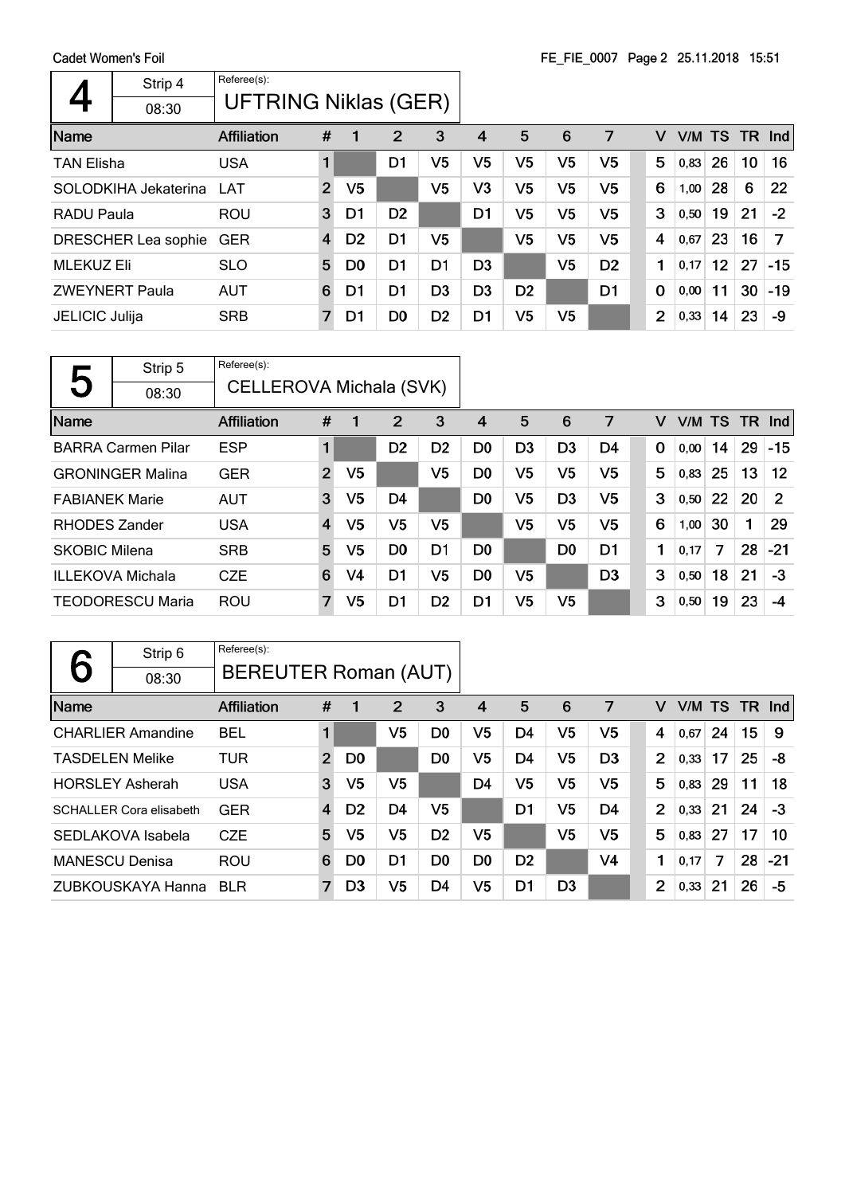Cadet Women's Foil

FE_FIE_0007 Page 2 25.11.2018 15:51

## 4

Strip 4 — 08:30

Referee(s): UFTRING Niklas (GER)

| Name | Affiliation | # | 1 | 2 | 3 | 4 | 5 | 6 | 7 | V | V/M | TS | TR | Ind |
|---|---|---|---|---|---|---|---|---|---|---|---|---|---|---|
| TAN Elisha | USA | 1 | | D1 | V5 | V5 | V5 | V5 | V5 | 5 | 0,83 | 26 | 10 | 16 |
| SOLODKIHA Jekaterina | LAT | 2 | V5 | | V5 | V3 | V5 | V5 | V5 | 6 | 1,00 | 28 | 6 | 22 |
| RADU Paula | ROU | 3 | D1 | D2 | | D1 | V5 | V5 | V5 | 3 | 0,50 | 19 | 21 | -2 |
| DRESCHER Lea sophie | GER | 4 | D2 | D1 | V5 | | V5 | V5 | V5 | 4 | 0,67 | 23 | 16 | 7 |
| MLEKUZ Eli | SLO | 5 | D0 | D1 | D1 | D3 | | V5 | D2 | 1 | 0,17 | 12 | 27 | -15 |
| ZWEYNERT Paula | AUT | 6 | D1 | D1 | D3 | D3 | D2 | | D1 | 0 | 0,00 | 11 | 30 | -19 |
| JELICIC Julija | SRB | 7 | D1 | D0 | D2 | D1 | V5 | V5 | | 2 | 0,33 | 14 | 23 | -9 |

## 5

Strip 5 — 08:30

Referee(s): CELLEROVA Michala (SVK)

| Name | Affiliation | # | 1 | 2 | 3 | 4 | 5 | 6 | 7 | V | V/M | TS | TR | Ind |
|---|---|---|---|---|---|---|---|---|---|---|---|---|---|---|
| BARRA Carmen Pilar | ESP | 1 | | D2 | D2 | D0 | D3 | D3 | D4 | 0 | 0,00 | 14 | 29 | -15 |
| GRONINGER Malina | GER | 2 | V5 | | V5 | D0 | V5 | V5 | V5 | 5 | 0,83 | 25 | 13 | 12 |
| FABIANEK Marie | AUT | 3 | V5 | D4 | | D0 | V5 | D3 | V5 | 3 | 0,50 | 22 | 20 | 2 |
| RHODES Zander | USA | 4 | V5 | V5 | V5 | | V5 | V5 | V5 | 6 | 1,00 | 30 | 1 | 29 |
| SKOBIC Milena | SRB | 5 | V5 | D0 | D1 | D0 | | D0 | D1 | 1 | 0,17 | 7 | 28 | -21 |
| ILLEKOVA Michala | CZE | 6 | V4 | D1 | V5 | D0 | V5 | | D3 | 3 | 0,50 | 18 | 21 | -3 |
| TEODORESCU Maria | ROU | 7 | V5 | D1 | D2 | D1 | V5 | V5 | | 3 | 0,50 | 19 | 23 | -4 |

## 6

Strip 6 — 08:30

Referee(s): BEREUTER Roman (AUT)

| Name | Affiliation | # | 1 | 2 | 3 | 4 | 5 | 6 | 7 | V | V/M | TS | TR | Ind |
|---|---|---|---|---|---|---|---|---|---|---|---|---|---|---|
| CHARLIER Amandine | BEL | 1 | | V5 | D0 | V5 | D4 | V5 | V5 | 4 | 0,67 | 24 | 15 | 9 |
| TASDELEN Melike | TUR | 2 | D0 | | D0 | V5 | D4 | V5 | D3 | 2 | 0,33 | 17 | 25 | -8 |
| HORSLEY Asherah | USA | 3 | V5 | V5 | | D4 | V5 | V5 | V5 | 5 | 0,83 | 29 | 11 | 18 |
| SCHALLER Cora elisabeth | GER | 4 | D2 | D4 | V5 | | D1 | V5 | D4 | 2 | 0,33 | 21 | 24 | -3 |
| SEDLAKOVA Isabela | CZE | 5 | V5 | V5 | D2 | V5 | | V5 | V5 | 5 | 0,83 | 27 | 17 | 10 |
| MANESCU Denisa | ROU | 6 | D0 | D1 | D0 | D0 | D2 | | V4 | 1 | 0,17 | 7 | 28 | -21 |
| ZUBKOUSKAYA Hanna | BLR | 7 | D3 | V5 | D4 | V5 | D1 | D3 | | 2 | 0,33 | 21 | 26 | -5 |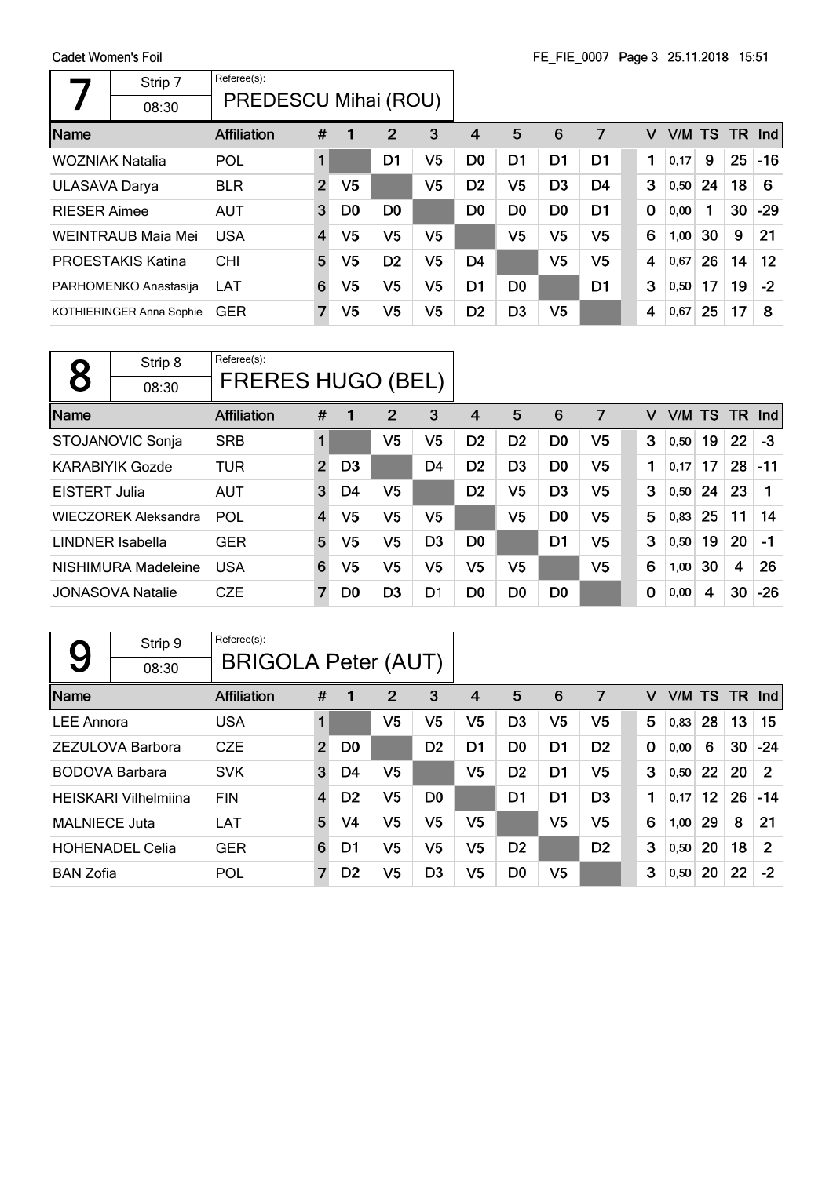Cadet Women's Foil

## 7 — Strip 7 — 08:30

Referee(s): PREDESCU Mihai (ROU)

| Name | Affiliation | # | 1 | 2 | 3 | 4 | 5 | 6 | 7 | V | V/M | TS | TR | Ind |
|---|---|---|---|---|---|---|---|---|---|---|---|---|---|---|
| WOZNIAK Natalia | POL | 1 | | D1 | V5 | D0 | D1 | D1 | D1 | 1 | 0,17 | 9 | 25 | -16 |
| ULASAVA Darya | BLR | 2 | V5 | | V5 | D2 | V5 | D3 | D4 | 3 | 0,50 | 24 | 18 | 6 |
| RIESER Aimee | AUT | 3 | D0 | D0 | | D0 | D0 | D0 | D1 | 0 | 0,00 | 1 | 30 | -29 |
| WEINTRAUB Maia Mei | USA | 4 | V5 | V5 | V5 | | V5 | V5 | V5 | 6 | 1,00 | 30 | 9 | 21 |
| PROESTAKIS Katina | CHI | 5 | V5 | D2 | V5 | D4 | | V5 | V5 | 4 | 0,67 | 26 | 14 | 12 |
| PARHOMENKO Anastasija | LAT | 6 | V5 | V5 | V5 | D1 | D0 | | D1 | 3 | 0,50 | 17 | 19 | -2 |
| KOTHIERINGER Anna Sophie | GER | 7 | V5 | V5 | V5 | D2 | D3 | V5 | | 4 | 0,67 | 25 | 17 | 8 |

## 8 — Strip 8 — 08:30

Referee(s): FRERES HUGO (BEL)

| Name | Affiliation | # | 1 | 2 | 3 | 4 | 5 | 6 | 7 | V | V/M | TS | TR | Ind |
|---|---|---|---|---|---|---|---|---|---|---|---|---|---|---|
| STOJANOVIC Sonja | SRB | 1 | | V5 | V5 | D2 | D2 | D0 | V5 | 3 | 0,50 | 19 | 22 | -3 |
| KARABIYIK Gozde | TUR | 2 | D3 | | D4 | D2 | D3 | D0 | V5 | 1 | 0,17 | 17 | 28 | -11 |
| EISTERT Julia | AUT | 3 | D4 | V5 | | D2 | V5 | D3 | V5 | 3 | 0,50 | 24 | 23 | 1 |
| WIECZOREK Aleksandra | POL | 4 | V5 | V5 | V5 | | V5 | D0 | V5 | 5 | 0,83 | 25 | 11 | 14 |
| LINDNER Isabella | GER | 5 | V5 | V5 | D3 | D0 | | D1 | V5 | 3 | 0,50 | 19 | 20 | -1 |
| NISHIMURA Madeleine | USA | 6 | V5 | V5 | V5 | V5 | V5 | | V5 | 6 | 1,00 | 30 | 4 | 26 |
| JONASOVA Natalie | CZE | 7 | D0 | D3 | D1 | D0 | D0 | D0 | | 0 | 0,00 | 4 | 30 | -26 |

## 9 — Strip 9 — 08:30

Referee(s): BRIGOLA Peter (AUT)

| Name | Affiliation | # | 1 | 2 | 3 | 4 | 5 | 6 | 7 | V | V/M | TS | TR | Ind |
|---|---|---|---|---|---|---|---|---|---|---|---|---|---|---|
| LEE Annora | USA | 1 | | V5 | V5 | V5 | D3 | V5 | V5 | 5 | 0,83 | 28 | 13 | 15 |
| ZEZULOVA Barbora | CZE | 2 | D0 | | D2 | D1 | D0 | D1 | D2 | 0 | 0,00 | 6 | 30 | -24 |
| BODOVA Barbara | SVK | 3 | D4 | V5 | | V5 | D2 | D1 | V5 | 3 | 0,50 | 22 | 20 | 2 |
| HEISKARI Vilhelmiina | FIN | 4 | D2 | V5 | D0 | | D1 | D1 | D3 | 1 | 0,17 | 12 | 26 | -14 |
| MALNIECE Juta | LAT | 5 | V4 | V5 | V5 | V5 | | V5 | V5 | 6 | 1,00 | 29 | 8 | 21 |
| HOHENADEL Celia | GER | 6 | D1 | V5 | V5 | V5 | D2 | | D2 | 3 | 0,50 | 20 | 18 | 2 |
| BAN Zofia | POL | 7 | D2 | V5 | D3 | V5 | D0 | V5 | | 3 | 0,50 | 20 | 22 | -2 |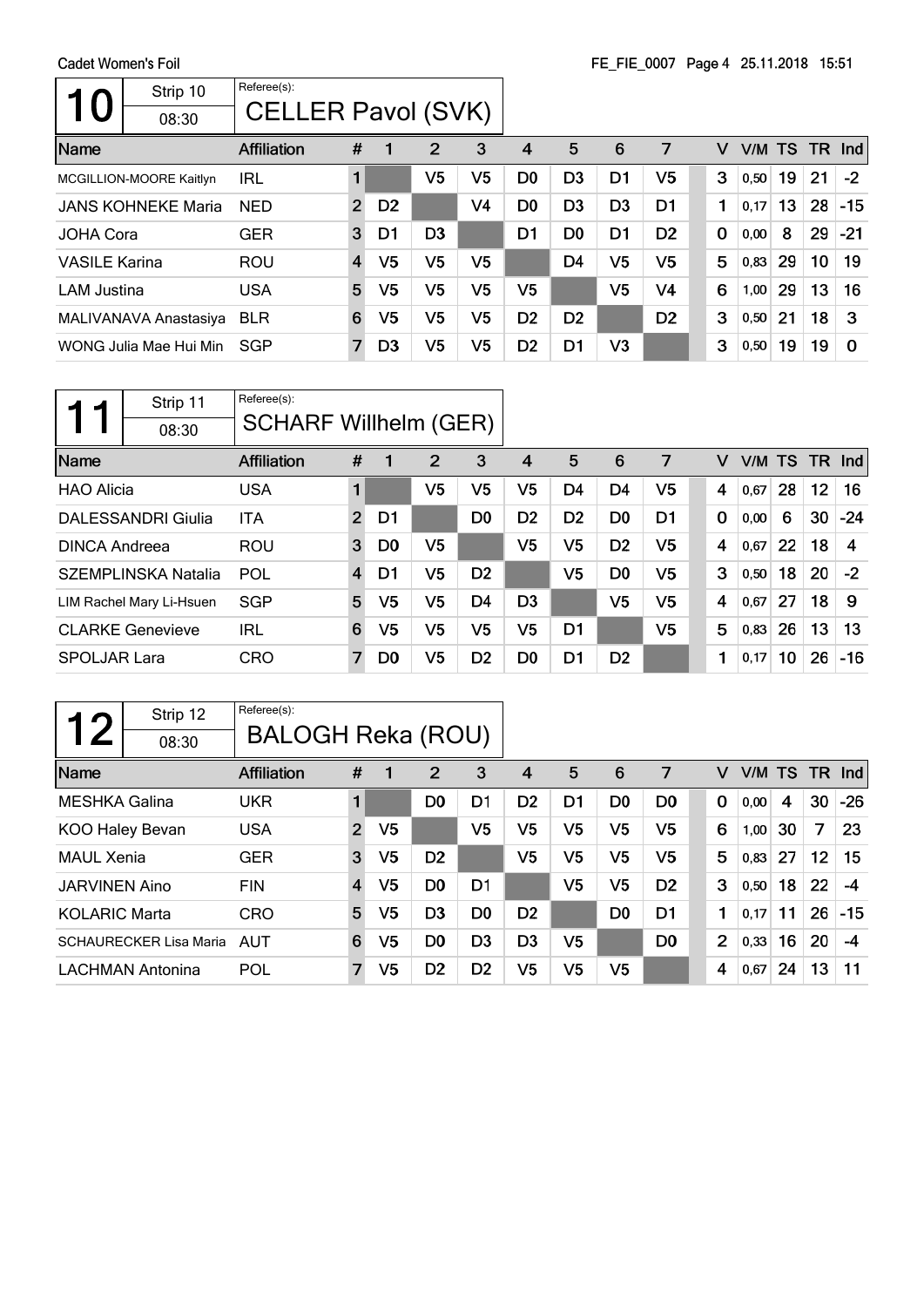Cadet Women's Foil

FE_FIE_0007 Page 4 25.11.2018 15:51

## 10

Strip 10 — 08:30

Referee(s): CELLER Pavol (SVK)

| Name | Affiliation | # | 1 | 2 | 3 | 4 | 5 | 6 | 7 | V | V/M | TS | TR | Ind |
|---|---|---|---|---|---|---|---|---|---|---|---|---|---|---|
| MCGILLION-MOORE Kaitlyn | IRL | 1 | | V5 | V5 | D0 | D3 | D1 | V5 | 3 | 0,50 | 19 | 21 | -2 |
| JANS KOHNEKE Maria | NED | 2 | D2 | | V4 | D0 | D3 | D3 | D1 | 1 | 0,17 | 13 | 28 | -15 |
| JOHA Cora | GER | 3 | D1 | D3 | | D1 | D0 | D1 | D2 | 0 | 0,00 | 8 | 29 | -21 |
| VASILE Karina | ROU | 4 | V5 | V5 | V5 | | D4 | V5 | V5 | 5 | 0,83 | 29 | 10 | 19 |
| LAM Justina | USA | 5 | V5 | V5 | V5 | V5 | | V5 | V4 | 6 | 1,00 | 29 | 13 | 16 |
| MALIVANAVA Anastasiya | BLR | 6 | V5 | V5 | V5 | D2 | D2 | | D2 | 3 | 0,50 | 21 | 18 | 3 |
| WONG Julia Mae Hui Min | SGP | 7 | D3 | V5 | V5 | D2 | D1 | V3 | | 3 | 0,50 | 19 | 19 | 0 |

## 11

Strip 11 — 08:30

Referee(s): SCHARF Willhelm (GER)

| Name | Affiliation | # | 1 | 2 | 3 | 4 | 5 | 6 | 7 | V | V/M | TS | TR | Ind |
|---|---|---|---|---|---|---|---|---|---|---|---|---|---|---|
| HAO Alicia | USA | 1 | | V5 | V5 | V5 | D4 | D4 | V5 | 4 | 0,67 | 28 | 12 | 16 |
| DALESSANDRI Giulia | ITA | 2 | D1 | | D0 | D2 | D2 | D0 | D1 | 0 | 0,00 | 6 | 30 | -24 |
| DINCA Andreea | ROU | 3 | D0 | V5 | | V5 | V5 | D2 | V5 | 4 | 0,67 | 22 | 18 | 4 |
| SZEMPLINSKA Natalia | POL | 4 | D1 | V5 | D2 | | V5 | D0 | V5 | 3 | 0,50 | 18 | 20 | -2 |
| LIM Rachel Mary Li-Hsuen | SGP | 5 | V5 | V5 | D4 | D3 | | V5 | V5 | 4 | 0,67 | 27 | 18 | 9 |
| CLARKE Genevieve | IRL | 6 | V5 | V5 | V5 | V5 | D1 | | V5 | 5 | 0,83 | 26 | 13 | 13 |
| SPOLJAR Lara | CRO | 7 | D0 | V5 | D2 | D0 | D1 | D2 | | 1 | 0,17 | 10 | 26 | -16 |

## 12

Strip 12 — 08:30

Referee(s): BALOGH Reka (ROU)

| Name | Affiliation | # | 1 | 2 | 3 | 4 | 5 | 6 | 7 | V | V/M | TS | TR | Ind |
|---|---|---|---|---|---|---|---|---|---|---|---|---|---|---|
| MESHKA Galina | UKR | 1 | | D0 | D1 | D2 | D1 | D0 | D0 | 0 | 0,00 | 4 | 30 | -26 |
| KOO Haley Bevan | USA | 2 | V5 | | V5 | V5 | V5 | V5 | V5 | 6 | 1,00 | 30 | 7 | 23 |
| MAUL Xenia | GER | 3 | V5 | D2 | | V5 | V5 | V5 | V5 | 5 | 0,83 | 27 | 12 | 15 |
| JARVINEN Aino | FIN | 4 | V5 | D0 | D1 | | V5 | V5 | D2 | 3 | 0,50 | 18 | 22 | -4 |
| KOLARIC Marta | CRO | 5 | V5 | D3 | D0 | D2 | | D0 | D1 | 1 | 0,17 | 11 | 26 | -15 |
| SCHAURECKER Lisa Maria | AUT | 6 | V5 | D0 | D3 | D3 | V5 | | D0 | 2 | 0,33 | 16 | 20 | -4 |
| LACHMAN Antonina | POL | 7 | V5 | D2 | D2 | V5 | V5 | V5 | | 4 | 0,67 | 24 | 13 | 11 |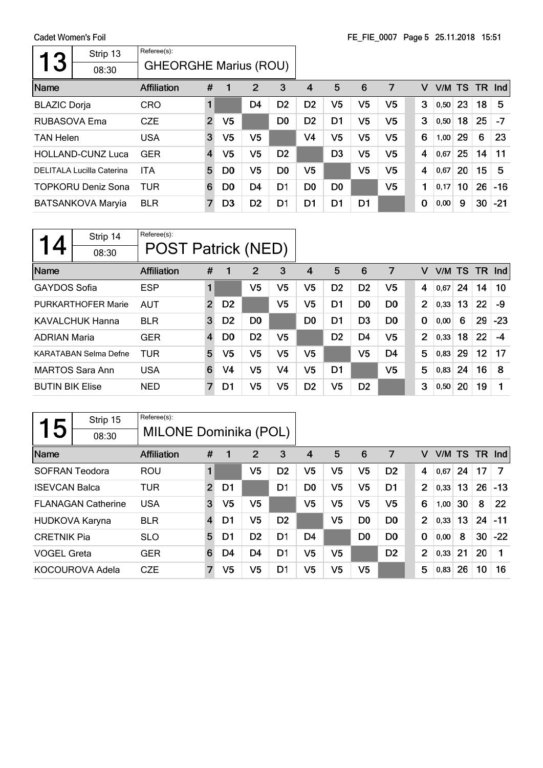Cadet Women's Foil

FE_FIE_0007 Page 5 25.11.2018 15:51

## 13

Strip 13 — 08:30

Referee(s): GHEORGHE Marius (ROU)

| Name | Affiliation | # | 1 | 2 | 3 | 4 | 5 | 6 | 7 | V | V/M | TS | TR | Ind |
|---|---|---|---|---|---|---|---|---|---|---|---|---|---|---|
| BLAZIC Dorja | CRO | 1 | | D4 | D2 | D2 | V5 | V5 | V5 | 3 | 0,50 | 23 | 18 | 5 |
| RUBASOVA Ema | CZE | 2 | V5 | | D0 | D2 | D1 | V5 | V5 | 3 | 0,50 | 18 | 25 | -7 |
| TAN Helen | USA | 3 | V5 | V5 | | V4 | V5 | V5 | V5 | 6 | 1,00 | 29 | 6 | 23 |
| HOLLAND-CUNZ Luca | GER | 4 | V5 | V5 | D2 | | D3 | V5 | V5 | 4 | 0,67 | 25 | 14 | 11 |
| DELITALA Lucilla Caterina | ITA | 5 | D0 | V5 | D0 | V5 | | V5 | V5 | 4 | 0,67 | 20 | 15 | 5 |
| TOPKORU Deniz Sona | TUR | 6 | D0 | D4 | D1 | D0 | D0 | | V5 | 1 | 0,17 | 10 | 26 | -16 |
| BATSANKOVA Maryia | BLR | 7 | D3 | D2 | D1 | D1 | D1 | D1 | | 0 | 0,00 | 9 | 30 | -21 |

## 14

Strip 14 — 08:30

Referee(s): POST Patrick (NED)

| Name | Affiliation | # | 1 | 2 | 3 | 4 | 5 | 6 | 7 | V | V/M | TS | TR | Ind |
|---|---|---|---|---|---|---|---|---|---|---|---|---|---|---|
| GAYDOS Sofia | ESP | 1 | | V5 | V5 | V5 | D2 | D2 | V5 | 4 | 0,67 | 24 | 14 | 10 |
| PURKARTHOFER Marie | AUT | 2 | D2 | | V5 | V5 | D1 | D0 | D0 | 2 | 0,33 | 13 | 22 | -9 |
| KAVALCHUK Hanna | BLR | 3 | D2 | D0 | | D0 | D1 | D3 | D0 | 0 | 0,00 | 6 | 29 | -23 |
| ADRIAN Maria | GER | 4 | D0 | D2 | V5 | | D2 | D4 | V5 | 2 | 0,33 | 18 | 22 | -4 |
| KARATABAN Selma Defne | TUR | 5 | V5 | V5 | V5 | V5 | | V5 | D4 | 5 | 0,83 | 29 | 12 | 17 |
| MARTOS Sara Ann | USA | 6 | V4 | V5 | V4 | V5 | D1 | | V5 | 5 | 0,83 | 24 | 16 | 8 |
| BUTIN BIK Elise | NED | 7 | D1 | V5 | V5 | D2 | V5 | D2 | | 3 | 0,50 | 20 | 19 | 1 |

## 15

Strip 15 — 08:30

Referee(s): MILONE Dominika (POL)

| Name | Affiliation | # | 1 | 2 | 3 | 4 | 5 | 6 | 7 | V | V/M | TS | TR | Ind |
|---|---|---|---|---|---|---|---|---|---|---|---|---|---|---|
| SOFRAN Teodora | ROU | 1 | | V5 | D2 | V5 | V5 | V5 | D2 | 4 | 0,67 | 24 | 17 | 7 |
| ISEVCAN Balca | TUR | 2 | D1 | | D1 | D0 | V5 | V5 | D1 | 2 | 0,33 | 13 | 26 | -13 |
| FLANAGAN Catherine | USA | 3 | V5 | V5 | | V5 | V5 | V5 | V5 | 6 | 1,00 | 30 | 8 | 22 |
| HUDKOVA Karyna | BLR | 4 | D1 | V5 | D2 | | V5 | D0 | D0 | 2 | 0,33 | 13 | 24 | -11 |
| CRETNIK Pia | SLO | 5 | D1 | D2 | D1 | D4 | | D0 | D0 | 0 | 0,00 | 8 | 30 | -22 |
| VOGEL Greta | GER | 6 | D4 | D4 | D1 | V5 | V5 | | D2 | 2 | 0,33 | 21 | 20 | 1 |
| KOCOUROVA Adela | CZE | 7 | V5 | V5 | D1 | V5 | V5 | V5 | | 5 | 0,83 | 26 | 10 | 16 |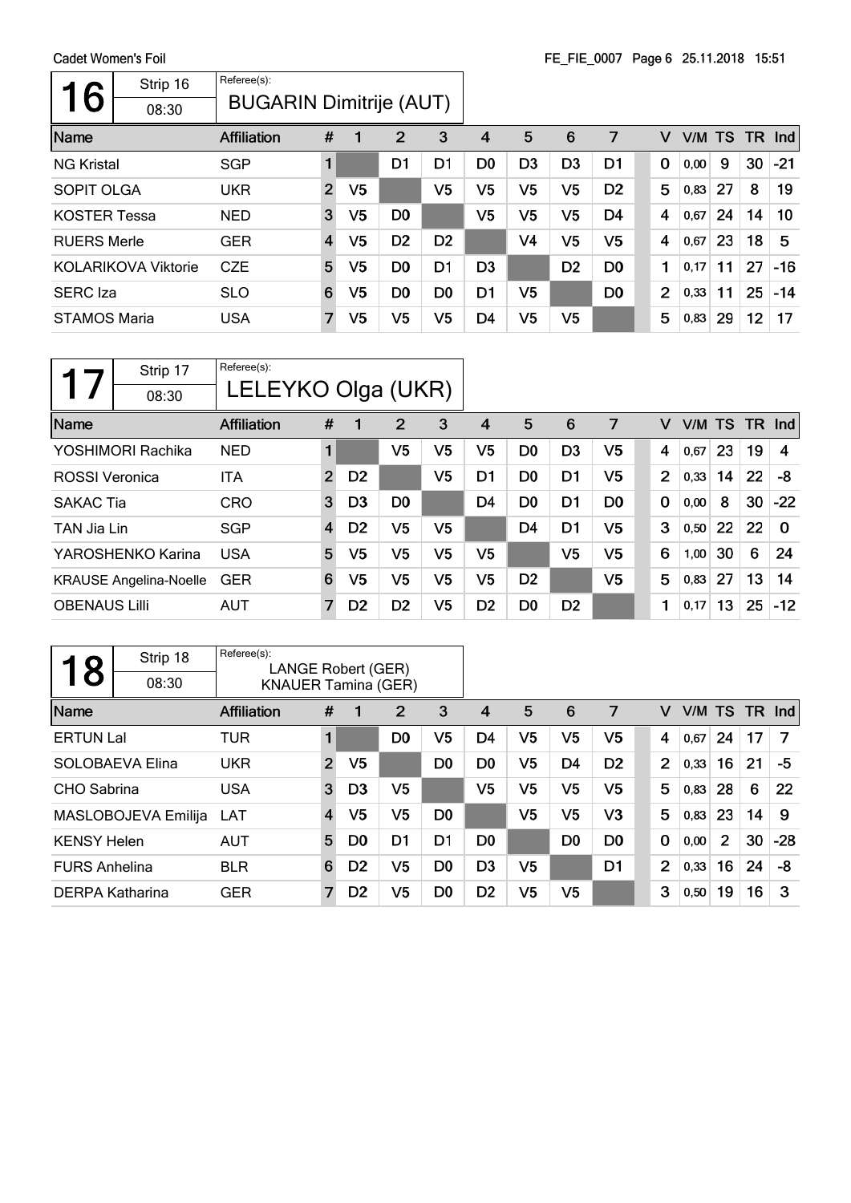## 16

Strip 16 — 08:30

Referee(s): BUGARIN Dimitrije (AUT)

| Name | Affiliation | # | 1 | 2 | 3 | 4 | 5 | 6 | 7 | V | V/M | TS | TR | Ind |
|---|---|---|---|---|---|---|---|---|---|---|---|---|---|---|
| NG Kristal | SGP | 1 | | D1 | D1 | D0 | D3 | D3 | D1 | 0 | 0,00 | 9 | 30 | -21 |
| SOPIT OLGA | UKR | 2 | V5 | | V5 | V5 | V5 | V5 | D2 | 5 | 0,83 | 27 | 8 | 19 |
| KOSTER Tessa | NED | 3 | V5 | D0 | | V5 | V5 | V5 | D4 | 4 | 0,67 | 24 | 14 | 10 |
| RUERS Merle | GER | 4 | V5 | D2 | D2 | | V4 | V5 | V5 | 4 | 0,67 | 23 | 18 | 5 |
| KOLARIKOVA Viktorie | CZE | 5 | V5 | D0 | D1 | D3 | | D2 | D0 | 1 | 0,17 | 11 | 27 | -16 |
| SERC Iza | SLO | 6 | V5 | D0 | D0 | D1 | V5 | | D0 | 2 | 0,33 | 11 | 25 | -14 |
| STAMOS Maria | USA | 7 | V5 | V5 | V5 | D4 | V5 | V5 | | 5 | 0,83 | 29 | 12 | 17 |

## 17

Strip 17 — 08:30

Referee(s): LELEYKO Olga (UKR)

| Name | Affiliation | # | 1 | 2 | 3 | 4 | 5 | 6 | 7 | V | V/M | TS | TR | Ind |
|---|---|---|---|---|---|---|---|---|---|---|---|---|---|---|
| YOSHIMORI Rachika | NED | 1 | | V5 | V5 | V5 | D0 | D3 | V5 | 4 | 0,67 | 23 | 19 | 4 |
| ROSSI Veronica | ITA | 2 | D2 | | V5 | D1 | D0 | D1 | V5 | 2 | 0,33 | 14 | 22 | -8 |
| SAKAC Tia | CRO | 3 | D3 | D0 | | D4 | D0 | D1 | D0 | 0 | 0,00 | 8 | 30 | -22 |
| TAN Jia Lin | SGP | 4 | D2 | V5 | V5 | | D4 | D1 | V5 | 3 | 0,50 | 22 | 22 | 0 |
| YAROSHENKO Karina | USA | 5 | V5 | V5 | V5 | V5 | | V5 | V5 | 6 | 1,00 | 30 | 6 | 24 |
| KRAUSE Angelina-Noelle | GER | 6 | V5 | V5 | V5 | V5 | D2 | | V5 | 5 | 0,83 | 27 | 13 | 14 |
| OBENAUS Lilli | AUT | 7 | D2 | D2 | V5 | D2 | D0 | D2 | | 1 | 0,17 | 13 | 25 | -12 |

## 18

Strip 18 — 08:30

Referee(s): LANGE Robert (GER), KNAUER Tamina (GER)

| Name | Affiliation | # | 1 | 2 | 3 | 4 | 5 | 6 | 7 | V | V/M | TS | TR | Ind |
|---|---|---|---|---|---|---|---|---|---|---|---|---|---|---|
| ERTUN Lal | TUR | 1 | | D0 | V5 | D4 | V5 | V5 | V5 | 4 | 0,67 | 24 | 17 | 7 |
| SOLOBAEVA Elina | UKR | 2 | V5 | | D0 | D0 | V5 | D4 | D2 | 2 | 0,33 | 16 | 21 | -5 |
| CHO Sabrina | USA | 3 | D3 | V5 | | V5 | V5 | V5 | V5 | 5 | 0,83 | 28 | 6 | 22 |
| MASLOBOJEVA Emilija | LAT | 4 | V5 | V5 | D0 | | V5 | V5 | V3 | 5 | 0,83 | 23 | 14 | 9 |
| KENSY Helen | AUT | 5 | D0 | D1 | D1 | D0 | | D0 | D0 | 0 | 0,00 | 2 | 30 | -28 |
| FURS Anhelina | BLR | 6 | D2 | V5 | D0 | D3 | V5 | | D1 | 2 | 0,33 | 16 | 24 | -8 |
| DERPA Katharina | GER | 7 | D2 | V5 | D0 | D2 | V5 | V5 | | 3 | 0,50 | 19 | 16 | 3 |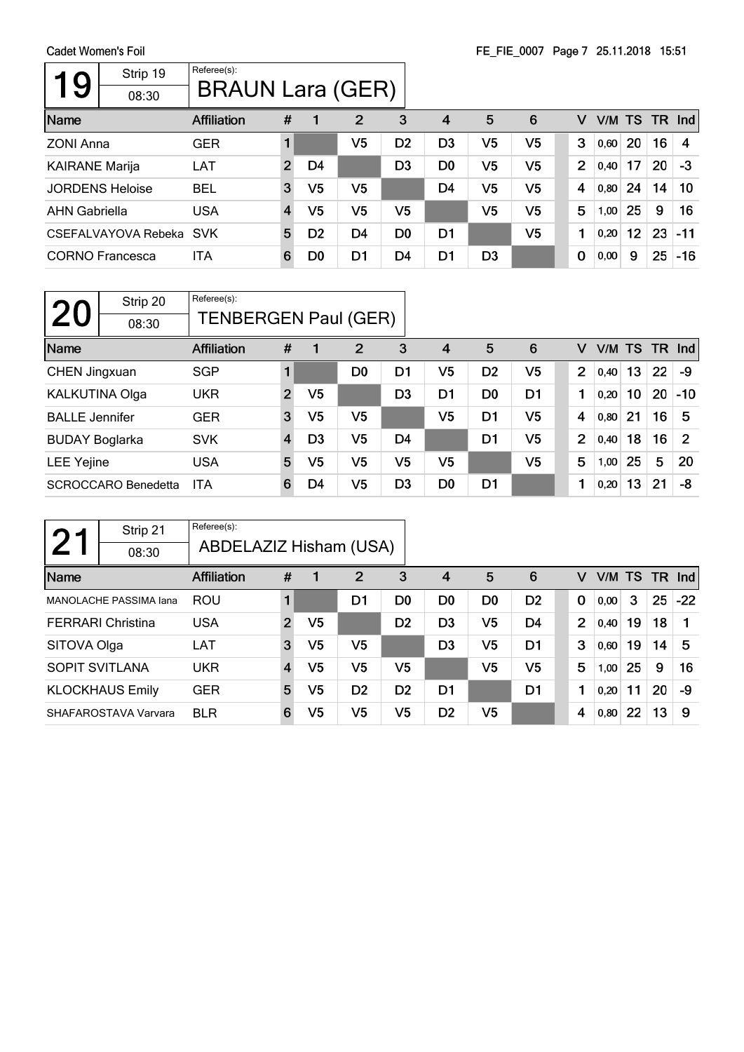## 19 — Strip 19 — 08:30

Referee(s): BRAUN Lara (GER)

| Name | Affiliation | # | 1 | 2 | 3 | 4 | 5 | 6 | V | V/M | TS | TR | Ind |
|---|---|---|---|---|---|---|---|---|---|---|---|---|---|
| ZONI Anna | GER | 1 | | V5 | D2 | D3 | V5 | V5 | 3 | 0,60 | 20 | 16 | 4 |
| KAIRANE Marija | LAT | 2 | D4 | | D3 | D0 | V5 | V5 | 2 | 0,40 | 17 | 20 | -3 |
| JORDENS Heloise | BEL | 3 | V5 | V5 | | D4 | V5 | V5 | 4 | 0,80 | 24 | 14 | 10 |
| AHN Gabriella | USA | 4 | V5 | V5 | V5 | | V5 | V5 | 5 | 1,00 | 25 | 9 | 16 |
| CSEFALVAYOVA Rebeka | SVK | 5 | D2 | D4 | D0 | D1 | | V5 | 1 | 0,20 | 12 | 23 | -11 |
| CORNO Francesca | ITA | 6 | D0 | D1 | D4 | D1 | D3 | | 0 | 0,00 | 9 | 25 | -16 |

## 20 — Strip 20 — 08:30

Referee(s): TENBERGEN Paul (GER)

| Name | Affiliation | # | 1 | 2 | 3 | 4 | 5 | 6 | V | V/M | TS | TR | Ind |
|---|---|---|---|---|---|---|---|---|---|---|---|---|---|
| CHEN Jingxuan | SGP | 1 | | D0 | D1 | V5 | D2 | V5 | 2 | 0,40 | 13 | 22 | -9 |
| KALKUTINA Olga | UKR | 2 | V5 | | D3 | D1 | D0 | D1 | 1 | 0,20 | 10 | 20 | -10 |
| BALLE Jennifer | GER | 3 | V5 | V5 | | V5 | D1 | V5 | 4 | 0,80 | 21 | 16 | 5 |
| BUDAY Boglarka | SVK | 4 | D3 | V5 | D4 | | D1 | V5 | 2 | 0,40 | 18 | 16 | 2 |
| LEE Yejine | USA | 5 | V5 | V5 | V5 | V5 | | V5 | 5 | 1,00 | 25 | 5 | 20 |
| SCROCCARO Benedetta | ITA | 6 | D4 | V5 | D3 | D0 | D1 | | 1 | 0,20 | 13 | 21 | -8 |

## 21 — Strip 21 — 08:30

Referee(s): ABDELAZIZ Hisham (USA)

| Name | Affiliation | # | 1 | 2 | 3 | 4 | 5 | 6 | V | V/M | TS | TR | Ind |
|---|---|---|---|---|---|---|---|---|---|---|---|---|---|
| MANOLACHE PASSIMA Iana | ROU | 1 | | D1 | D0 | D0 | D0 | D2 | 0 | 0,00 | 3 | 25 | -22 |
| FERRARI Christina | USA | 2 | V5 | | D2 | D3 | V5 | D4 | 2 | 0,40 | 19 | 18 | 1 |
| SITOVA Olga | LAT | 3 | V5 | V5 | | D3 | V5 | D1 | 3 | 0,60 | 19 | 14 | 5 |
| SOPIT SVITLANA | UKR | 4 | V5 | V5 | V5 | | V5 | V5 | 5 | 1,00 | 25 | 9 | 16 |
| KLOCKHAUS Emily | GER | 5 | V5 | D2 | D2 | D1 | | D1 | 1 | 0,20 | 11 | 20 | -9 |
| SHAFAROSTAVA Varvara | BLR | 6 | V5 | V5 | V5 | D2 | V5 | | 4 | 0,80 | 22 | 13 | 9 |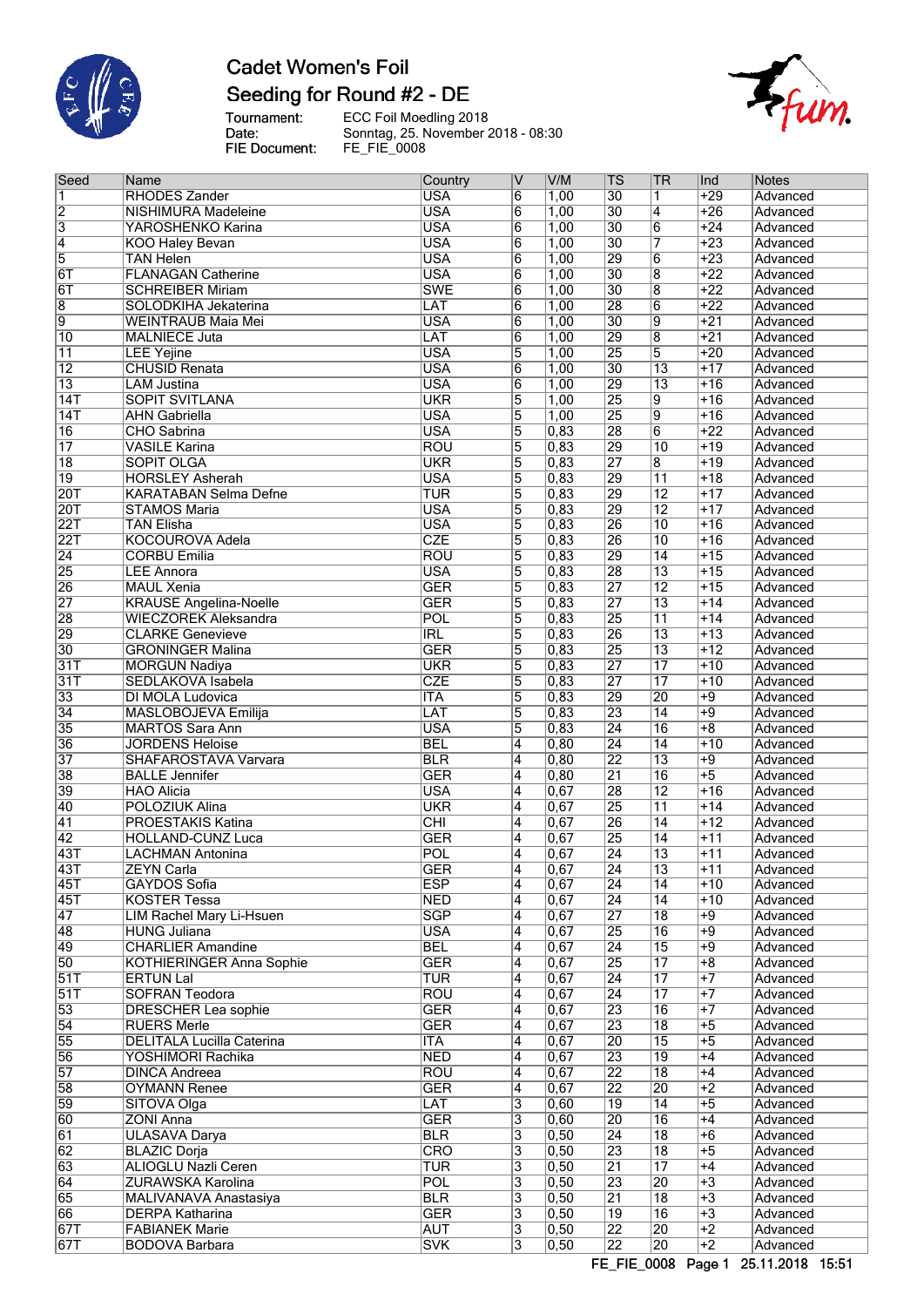# Cadet Women's Foil

## Seeding for Round #2 - DE

Tournament: ECC Foil Moedling 2018
Date: Sonntag, 25. November 2018 - 08:30
FIE Document: FE_FIE_0008

| Seed | Name | Country | V | V/M | TS | TR | Ind | Notes |
|---|---|---|---|---|---|---|---|---|
| 1 | RHODES Zander | USA | 6 | 1,00 | 30 | 1 | +29 | Advanced |
| 2 | NISHIMURA Madeleine | USA | 6 | 1,00 | 30 | 4 | +26 | Advanced |
| 3 | YAROSHENKO Karina | USA | 6 | 1,00 | 30 | 6 | +24 | Advanced |
| 4 | KOO Haley Bevan | USA | 6 | 1,00 | 30 | 7 | +23 | Advanced |
| 5 | TAN Helen | USA | 6 | 1,00 | 29 | 6 | +23 | Advanced |
| 6T | FLANAGAN Catherine | USA | 6 | 1,00 | 30 | 8 | +22 | Advanced |
| 6T | SCHREIBER Miriam | SWE | 6 | 1,00 | 30 | 8 | +22 | Advanced |
| 8 | SOLODKIHA Jekaterina | LAT | 6 | 1,00 | 28 | 6 | +22 | Advanced |
| 9 | WEINTRAUB Maia Mei | USA | 6 | 1,00 | 30 | 9 | +21 | Advanced |
| 10 | MALNIECE Juta | LAT | 6 | 1,00 | 29 | 8 | +21 | Advanced |
| 11 | LEE Yejine | USA | 5 | 1,00 | 25 | 5 | +20 | Advanced |
| 12 | CHUSID Renata | USA | 6 | 1,00 | 30 | 13 | +17 | Advanced |
| 13 | LAM Justina | USA | 6 | 1,00 | 29 | 13 | +16 | Advanced |
| 14T | SOPIT SVITLANA | UKR | 5 | 1,00 | 25 | 9 | +16 | Advanced |
| 14T | AHN Gabriella | USA | 5 | 1,00 | 25 | 9 | +16 | Advanced |
| 16 | CHO Sabrina | USA | 5 | 0,83 | 28 | 6 | +22 | Advanced |
| 17 | VASILE Karina | ROU | 5 | 0,83 | 29 | 10 | +19 | Advanced |
| 18 | SOPIT OLGA | UKR | 5 | 0,83 | 27 | 8 | +19 | Advanced |
| 19 | HORSLEY Asherah | USA | 5 | 0,83 | 29 | 11 | +18 | Advanced |
| 20T | KARATABAN Selma Defne | TUR | 5 | 0,83 | 29 | 12 | +17 | Advanced |
| 20T | STAMOS Maria | USA | 5 | 0,83 | 29 | 12 | +17 | Advanced |
| 22T | TAN Elisha | USA | 5 | 0,83 | 26 | 10 | +16 | Advanced |
| 22T | KOCOUROVA Adela | CZE | 5 | 0,83 | 26 | 10 | +16 | Advanced |
| 24 | CORBU Emilia | ROU | 5 | 0,83 | 29 | 14 | +15 | Advanced |
| 25 | LEE Annora | USA | 5 | 0,83 | 28 | 13 | +15 | Advanced |
| 26 | MAUL Xenia | GER | 5 | 0,83 | 27 | 12 | +15 | Advanced |
| 27 | KRAUSE Angelina-Noelle | GER | 5 | 0,83 | 27 | 13 | +14 | Advanced |
| 28 | WIECZOREK Aleksandra | POL | 5 | 0,83 | 25 | 11 | +14 | Advanced |
| 29 | CLARKE Genevieve | IRL | 5 | 0,83 | 26 | 13 | +13 | Advanced |
| 30 | GRONINGER Malina | GER | 5 | 0,83 | 25 | 13 | +12 | Advanced |
| 31T | MORGUN Nadiya | UKR | 5 | 0,83 | 27 | 17 | +10 | Advanced |
| 31T | SEDLAKOVA Isabela | CZE | 5 | 0,83 | 27 | 17 | +10 | Advanced |
| 33 | DI MOLA Ludovica | ITA | 5 | 0,83 | 29 | 20 | +9 | Advanced |
| 34 | MASLOBOJEVA Emilija | LAT | 5 | 0,83 | 23 | 14 | +9 | Advanced |
| 35 | MARTOS Sara Ann | USA | 5 | 0,83 | 24 | 16 | +8 | Advanced |
| 36 | JORDENS Heloise | BEL | 4 | 0,80 | 24 | 14 | +10 | Advanced |
| 37 | SHAFAROSTAVA Varvara | BLR | 4 | 0,80 | 22 | 13 | +9 | Advanced |
| 38 | BALLE Jennifer | GER | 4 | 0,80 | 21 | 16 | +5 | Advanced |
| 39 | HAO Alicia | USA | 4 | 0,67 | 28 | 12 | +16 | Advanced |
| 40 | POLOZIUK Alina | UKR | 4 | 0,67 | 25 | 11 | +14 | Advanced |
| 41 | PROESTAKIS Katina | CHI | 4 | 0,67 | 26 | 14 | +12 | Advanced |
| 42 | HOLLAND-CUNZ Luca | GER | 4 | 0,67 | 25 | 14 | +11 | Advanced |
| 43T | LACHMAN Antonina | POL | 4 | 0,67 | 24 | 13 | +11 | Advanced |
| 43T | ZEYN Carla | GER | 4 | 0,67 | 24 | 13 | +11 | Advanced |
| 45T | GAYDOS Sofia | ESP | 4 | 0,67 | 24 | 14 | +10 | Advanced |
| 45T | KOSTER Tessa | NED | 4 | 0,67 | 24 | 14 | +10 | Advanced |
| 47 | LIM Rachel Mary Li-Hsuen | SGP | 4 | 0,67 | 27 | 18 | +9 | Advanced |
| 48 | HUNG Juliana | USA | 4 | 0,67 | 25 | 16 | +9 | Advanced |
| 49 | CHARLIER Amandine | BEL | 4 | 0,67 | 24 | 15 | +9 | Advanced |
| 50 | KOTHIERINGER Anna Sophie | GER | 4 | 0,67 | 25 | 17 | +8 | Advanced |
| 51T | ERTUN Lal | TUR | 4 | 0,67 | 24 | 17 | +7 | Advanced |
| 51T | SOFRAN Teodora | ROU | 4 | 0,67 | 24 | 17 | +7 | Advanced |
| 53 | DRESCHER Lea sophie | GER | 4 | 0,67 | 23 | 16 | +7 | Advanced |
| 54 | RUERS Merle | GER | 4 | 0,67 | 23 | 18 | +5 | Advanced |
| 55 | DELITALA Lucilla Caterina | ITA | 4 | 0,67 | 20 | 15 | +5 | Advanced |
| 56 | YOSHIMORI Rachika | NED | 4 | 0,67 | 23 | 19 | +4 | Advanced |
| 57 | DINCA Andreea | ROU | 4 | 0,67 | 22 | 18 | +4 | Advanced |
| 58 | OYMANN Renee | GER | 4 | 0,67 | 22 | 20 | +2 | Advanced |
| 59 | SITOVA Olga | LAT | 3 | 0,60 | 19 | 14 | +5 | Advanced |
| 60 | ZONI Anna | GER | 3 | 0,60 | 20 | 16 | +4 | Advanced |
| 61 | ULASAVA Darya | BLR | 3 | 0,50 | 24 | 18 | +6 | Advanced |
| 62 | BLAZIC Dorja | CRO | 3 | 0,50 | 23 | 18 | +5 | Advanced |
| 63 | ALIOGLU Nazli Ceren | TUR | 3 | 0,50 | 21 | 17 | +4 | Advanced |
| 64 | ZURAWSKA Karolina | POL | 3 | 0,50 | 23 | 20 | +3 | Advanced |
| 65 | MALIVANAVA Anastasiya | BLR | 3 | 0,50 | 21 | 18 | +3 | Advanced |
| 66 | DERPA Katharina | GER | 3 | 0,50 | 19 | 16 | +3 | Advanced |
| 67T | FABIANEK Marie | AUT | 3 | 0,50 | 22 | 20 | +2 | Advanced |
| 67T | BODOVA Barbara | SVK | 3 | 0,50 | 22 | 20 | +2 | Advanced |

FE_FIE_0008 Page 1 25.11.2018 15:51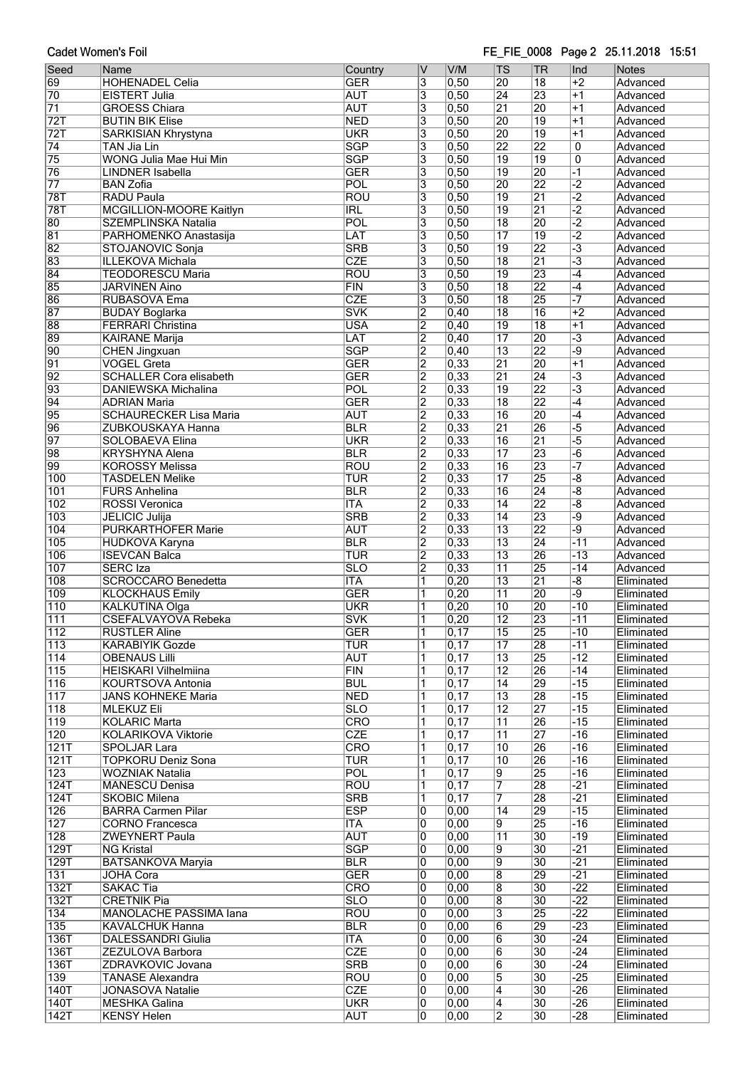Cadet Women's Foil

FE_FIE_0008 Page 2 25.11.2018 15:51

| Seed | Name | Country | V | V/M | TS | TR | Ind | Notes |
|---|---|---|---|---|---|---|---|---|
| 69 | HOHENADEL Celia | GER | 3 | 0,50 | 20 | 18 | +2 | Advanced |
| 70 | EISTERT Julia | AUT | 3 | 0,50 | 24 | 23 | +1 | Advanced |
| 71 | GROESS Chiara | AUT | 3 | 0,50 | 21 | 20 | +1 | Advanced |
| 72T | BUTIN BIK Elise | NED | 3 | 0,50 | 20 | 19 | +1 | Advanced |
| 72T | SARKISIAN Khrystyna | UKR | 3 | 0,50 | 20 | 19 | +1 | Advanced |
| 74 | TAN Jia Lin | SGP | 3 | 0,50 | 22 | 22 | 0 | Advanced |
| 75 | WONG Julia Mae Hui Min | SGP | 3 | 0,50 | 19 | 19 | 0 | Advanced |
| 76 | LINDNER Isabella | GER | 3 | 0,50 | 19 | 20 | -1 | Advanced |
| 77 | BAN Zofia | POL | 3 | 0,50 | 20 | 22 | -2 | Advanced |
| 78T | RADU Paula | ROU | 3 | 0,50 | 19 | 21 | -2 | Advanced |
| 78T | MCGILLION-MOORE Kaitlyn | IRL | 3 | 0,50 | 19 | 21 | -2 | Advanced |
| 80 | SZEMPLINSKA Natalia | POL | 3 | 0,50 | 18 | 20 | -2 | Advanced |
| 81 | PARHOMENKO Anastasija | LAT | 3 | 0,50 | 17 | 19 | -2 | Advanced |
| 82 | STOJANOVIC Sonja | SRB | 3 | 0,50 | 19 | 22 | -3 | Advanced |
| 83 | ILLEKOVA Michala | CZE | 3 | 0,50 | 18 | 21 | -3 | Advanced |
| 84 | TEODORESCU Maria | ROU | 3 | 0,50 | 19 | 23 | -4 | Advanced |
| 85 | JARVINEN Aino | FIN | 3 | 0,50 | 18 | 22 | -4 | Advanced |
| 86 | RUBASOVA Ema | CZE | 3 | 0,50 | 18 | 25 | -7 | Advanced |
| 87 | BUDAY Boglarka | SVK | 2 | 0,40 | 18 | 16 | +2 | Advanced |
| 88 | FERRARI Christina | USA | 2 | 0,40 | 19 | 18 | +1 | Advanced |
| 89 | KAIRANE Marija | LAT | 2 | 0,40 | 17 | 20 | -3 | Advanced |
| 90 | CHEN Jingxuan | SGP | 2 | 0,40 | 13 | 22 | -9 | Advanced |
| 91 | VOGEL Greta | GER | 2 | 0,33 | 21 | 20 | +1 | Advanced |
| 92 | SCHALLER Cora elisabeth | GER | 2 | 0,33 | 21 | 24 | -3 | Advanced |
| 93 | DANIEWSKA Michalina | POL | 2 | 0,33 | 19 | 22 | -3 | Advanced |
| 94 | ADRIAN Maria | GER | 2 | 0,33 | 18 | 22 | -4 | Advanced |
| 95 | SCHAURECKER Lisa Maria | AUT | 2 | 0,33 | 16 | 20 | -4 | Advanced |
| 96 | ZUBKOUSKAYA Hanna | BLR | 2 | 0,33 | 21 | 26 | -5 | Advanced |
| 97 | SOLOBAEVA Elina | UKR | 2 | 0,33 | 16 | 21 | -5 | Advanced |
| 98 | KRYSHYNA Alena | BLR | 2 | 0,33 | 17 | 23 | -6 | Advanced |
| 99 | KOROSSY Melissa | ROU | 2 | 0,33 | 16 | 23 | -7 | Advanced |
| 100 | TASDELEN Melike | TUR | 2 | 0,33 | 17 | 25 | -8 | Advanced |
| 101 | FURS Anhelina | BLR | 2 | 0,33 | 16 | 24 | -8 | Advanced |
| 102 | ROSSI Veronica | ITA | 2 | 0,33 | 14 | 22 | -8 | Advanced |
| 103 | JELICIC Julija | SRB | 2 | 0,33 | 14 | 23 | -9 | Advanced |
| 104 | PURKARTHOFER Marie | AUT | 2 | 0,33 | 13 | 22 | -9 | Advanced |
| 105 | HUDKOVA Karyna | BLR | 2 | 0,33 | 13 | 24 | -11 | Advanced |
| 106 | ISEVCAN Balca | TUR | 2 | 0,33 | 13 | 26 | -13 | Advanced |
| 107 | SERC Iza | SLO | 2 | 0,33 | 11 | 25 | -14 | Advanced |
| 108 | SCROCCARO Benedetta | ITA | 1 | 0,20 | 13 | 21 | -8 | Eliminated |
| 109 | KLOCKHAUS Emily | GER | 1 | 0,20 | 11 | 20 | -9 | Eliminated |
| 110 | KALKUTINA Olga | UKR | 1 | 0,20 | 10 | 20 | -10 | Eliminated |
| 111 | CSEFALVAYOVA Rebeka | SVK | 1 | 0,20 | 12 | 23 | -11 | Eliminated |
| 112 | RUSTLER Aline | GER | 1 | 0,17 | 15 | 25 | -10 | Eliminated |
| 113 | KARABIYIK Gozde | TUR | 1 | 0,17 | 17 | 28 | -11 | Eliminated |
| 114 | OBENAUS Lilli | AUT | 1 | 0,17 | 13 | 25 | -12 | Eliminated |
| 115 | HEISKARI Vilhelmiina | FIN | 1 | 0,17 | 12 | 26 | -14 | Eliminated |
| 116 | KOURTSOVA Antonia | BUL | 1 | 0,17 | 14 | 29 | -15 | Eliminated |
| 117 | JANS KOHNEKE Maria | NED | 1 | 0,17 | 13 | 28 | -15 | Eliminated |
| 118 | MLEKUZ Eli | SLO | 1 | 0,17 | 12 | 27 | -15 | Eliminated |
| 119 | KOLARIC Marta | CRO | 1 | 0,17 | 11 | 26 | -15 | Eliminated |
| 120 | KOLARIKOVA Viktorie | CZE | 1 | 0,17 | 11 | 27 | -16 | Eliminated |
| 121T | SPOLJAR Lara | CRO | 1 | 0,17 | 10 | 26 | -16 | Eliminated |
| 121T | TOPKORU Deniz Sona | TUR | 1 | 0,17 | 10 | 26 | -16 | Eliminated |
| 123 | WOZNIAK Natalia | POL | 1 | 0,17 | 9 | 25 | -16 | Eliminated |
| 124T | MANESCU Denisa | ROU | 1 | 0,17 | 7 | 28 | -21 | Eliminated |
| 124T | SKOBIC Milena | SRB | 1 | 0,17 | 7 | 28 | -21 | Eliminated |
| 126 | BARRA Carmen Pilar | ESP | 0 | 0,00 | 14 | 29 | -15 | Eliminated |
| 127 | CORNO Francesca | ITA | 0 | 0,00 | 9 | 25 | -16 | Eliminated |
| 128 | ZWEYNERT Paula | AUT | 0 | 0,00 | 11 | 30 | -19 | Eliminated |
| 129T | NG Kristal | SGP | 0 | 0,00 | 9 | 30 | -21 | Eliminated |
| 129T | BATSANKOVA Maryia | BLR | 0 | 0,00 | 9 | 30 | -21 | Eliminated |
| 131 | JOHA Cora | GER | 0 | 0,00 | 8 | 29 | -21 | Eliminated |
| 132T | SAKAC Tia | CRO | 0 | 0,00 | 8 | 30 | -22 | Eliminated |
| 132T | CRETNIK Pia | SLO | 0 | 0,00 | 8 | 30 | -22 | Eliminated |
| 134 | MANOLACHE PASSIMA Iana | ROU | 0 | 0,00 | 3 | 25 | -22 | Eliminated |
| 135 | KAVALCHUK Hanna | BLR | 0 | 0,00 | 6 | 29 | -23 | Eliminated |
| 136T | DALESSANDRI Giulia | ITA | 0 | 0,00 | 6 | 30 | -24 | Eliminated |
| 136T | ZEZULOVA Barbora | CZE | 0 | 0,00 | 6 | 30 | -24 | Eliminated |
| 136T | ZDRAVKOVIC Jovana | SRB | 0 | 0,00 | 6 | 30 | -24 | Eliminated |
| 139 | TANASE Alexandra | ROU | 0 | 0,00 | 5 | 30 | -25 | Eliminated |
| 140T | JONASOVA Natalie | CZE | 0 | 0,00 | 4 | 30 | -26 | Eliminated |
| 140T | MESHKA Galina | UKR | 0 | 0,00 | 4 | 30 | -26 | Eliminated |
| 142T | KENSY Helen | AUT | 0 | 0,00 | 2 | 30 | -28 | Eliminated |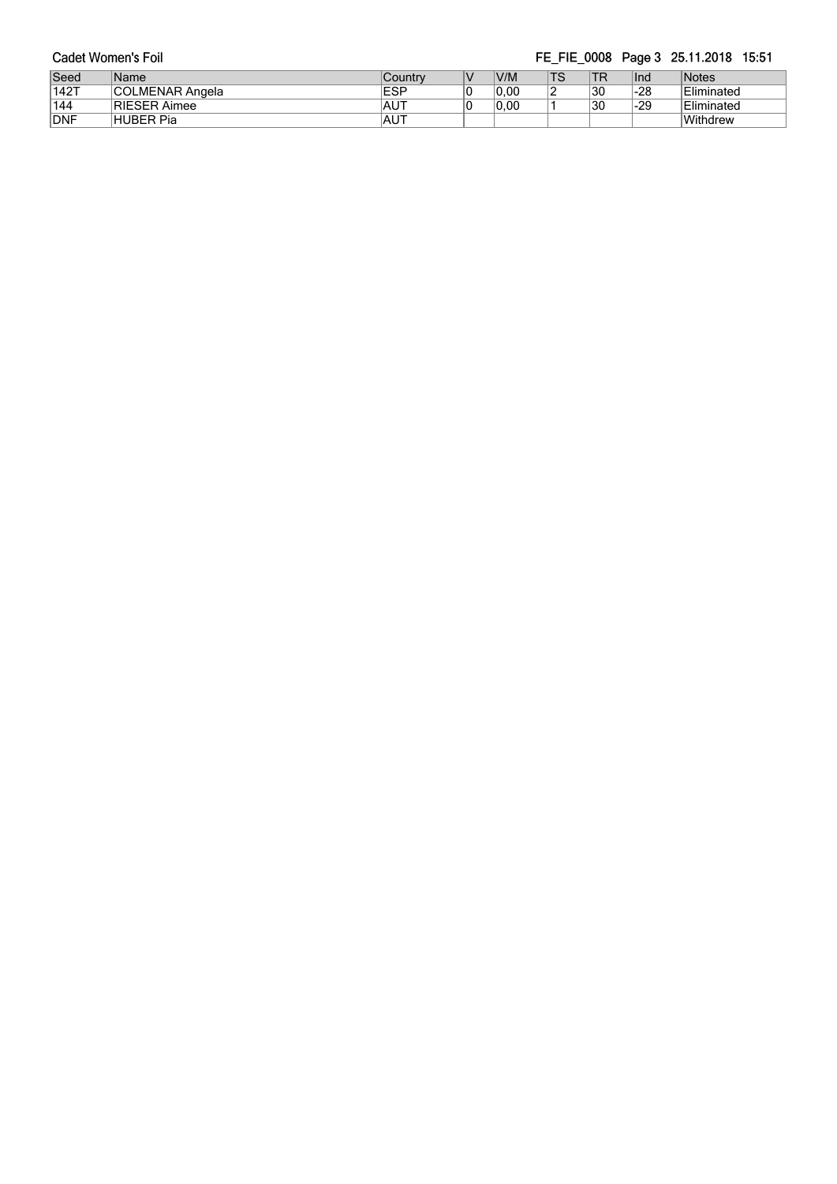| Seed | Name | Country | V | V/M | TS | TR | Ind | Notes |
| --- | --- | --- | --- | --- | --- | --- | --- | --- |
| 142T | COLMENAR Angela | ESP | 0 | 0,00 | 2 | 30 | -28 | Eliminated |
| 144 | RIESER Aimee | AUT | 0 | 0,00 | 1 | 30 | -29 | Eliminated |
| DNF | HUBER Pia | AUT | | | | | | Withdrew |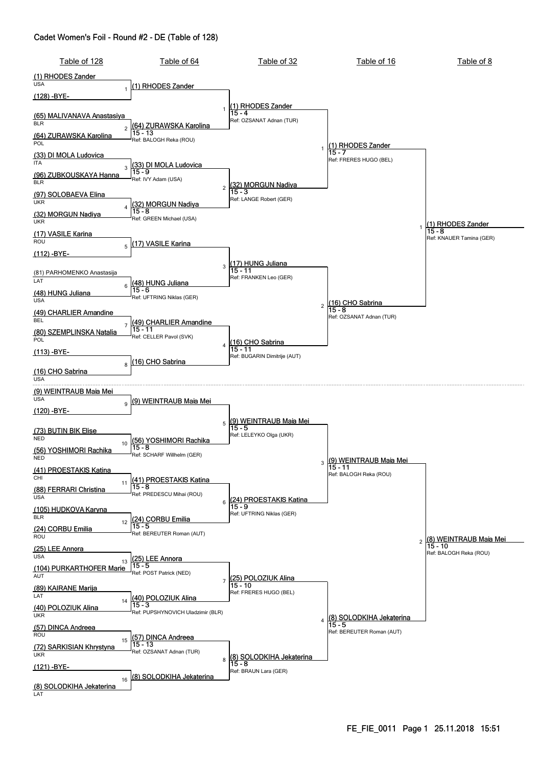## Cadet Women's Foil - Round #2 - DE (Table of 128)

### Table of 128

| Bout | Fencer 1 | Nation | Fencer 2 | Nation |
|---|---|---|---|---|
| 1 | (1) RHODES Zander | USA | (128) -BYE- | |
| 2 | (65) MALIVANAVA Anastasiya | BLR | (64) ZURAWSKA Karolina | POL |
| 3 | (33) DI MOLA Ludovica | ITA | (96) ZUBKOUSKAYA Hanna | BLR |
| 4 | (97) SOLOBAEVA Elina | UKR | (32) MORGUN Nadiya | UKR |
| 5 | (17) VASILE Karina | ROU | (112) -BYE- | |
| 6 | (81) PARHOMENKO Anastasija | LAT | (48) HUNG Juliana | USA |
| 7 | (49) CHARLIER Amandine | BEL | (80) SZEMPLINSKA Natalia | POL |
| 8 | (113) -BYE- | | (16) CHO Sabrina | USA |
| 9 | (9) WEINTRAUB Maia Mei | USA | (120) -BYE- | |
| 10 | (73) BUTIN BIK Elise | NED | (56) YOSHIMORI Rachika | NED |
| 11 | (41) PROESTAKIS Katina | CHI | (88) FERRARI Christina | USA |
| 12 | (105) HUDKOVA Karyna | BLR | (24) CORBU Emilia | ROU |
| 13 | (25) LEE Annora | USA | (104) PURKARTHOFER Marie | AUT |
| 14 | (89) KAIRANE Marija | LAT | (40) POLOZIUK Alina | UKR |
| 15 | (57) DINCA Andreea | ROU | (72) SARKISIAN Khrystyna | UKR |
| 16 | (121) -BYE- | | (8) SOLODKIHA Jekaterina | LAT |

### Table of 64

| Bout | Winner | Score | Referee |
|---|---|---|---|
| 1 | (1) RHODES Zander | | |
| 2 | (64) ZURAWSKA Karolina | 15 - 13 | BALOGH Reka (ROU) |
| 3 | (33) DI MOLA Ludovica | 15 - 9 | IVY Adam (USA) |
| 4 | (32) MORGUN Nadiya | 15 - 8 | GREEN Michael (USA) |
| 5 | (17) VASILE Karina | | |
| 6 | (48) HUNG Juliana | 15 - 6 | UFTRING Niklas (GER) |
| 7 | (49) CHARLIER Amandine | 15 - 11 | CELLER Pavol (SVK) |
| 8 | (16) CHO Sabrina | | |
| 9 | (9) WEINTRAUB Maia Mei | | |
| 10 | (56) YOSHIMORI Rachika | 15 - 8 | SCHARF Willhelm (GER) |
| 11 | (41) PROESTAKIS Katina | 15 - 8 | PREDESCU Mihai (ROU) |
| 12 | (24) CORBU Emilia | 15 - 5 | BEREUTER Roman (AUT) |
| 13 | (25) LEE Annora | 15 - 5 | POST Patrick (NED) |
| 14 | (40) POLOZIUK Alina | 15 - 3 | PUPSHYNOVICH Uladzimir (BLR) |
| 15 | (57) DINCA Andreea | 15 - 13 | OZSANAT Adnan (TUR) |
| 16 | (8) SOLODKIHA Jekaterina | | |

### Table of 32

| Bout | Winner | Score | Referee |
|---|---|---|---|
| 1 | (1) RHODES Zander | 15 - 4 | OZSANAT Adnan (TUR) |
| 2 | (32) MORGUN Nadiya | 15 - 3 | LANGE Robert (GER) |
| 3 | (17) HUNG Juliana | 15 - 11 | FRANKEN Leo (GER) |
| 4 | (16) CHO Sabrina | 15 - 11 | BUGARIN Dimitrije (AUT) |
| 5 | (9) WEINTRAUB Maia Mei | 15 - 5 | LELEYKO Olga (UKR) |
| 6 | (24) PROESTAKIS Katina | 15 - 9 | UFTRING Niklas (GER) |
| 7 | (25) POLOZIUK Alina | 15 - 10 | FRERES HUGO (BEL) |
| 8 | (8) SOLODKIHA Jekaterina | 15 - 8 | BRAUN Lara (GER) |

### Table of 16

| Bout | Winner | Score | Referee |
|---|---|---|---|
| 1 | (1) RHODES Zander | 15 - 7 | FRERES HUGO (BEL) |
| 2 | (16) CHO Sabrina | 15 - 8 | OZSANAT Adnan (TUR) |
| 3 | (9) WEINTRAUB Maia Mei | 15 - 11 | BALOGH Reka (ROU) |
| 4 | (8) SOLODKIHA Jekaterina | 15 - 5 | BEREUTER Roman (AUT) |

### Table of 8

| Bout | Winner | Score | Referee |
|---|---|---|---|
| 1 | (1) RHODES Zander | 15 - 8 | KNAUER Tamina (GER) |
| 2 | (8) WEINTRAUB Maia Mei | 15 - 10 | BALOGH Reka (ROU) |

FE_FIE_0011 Page 1 25.11.2018 15:51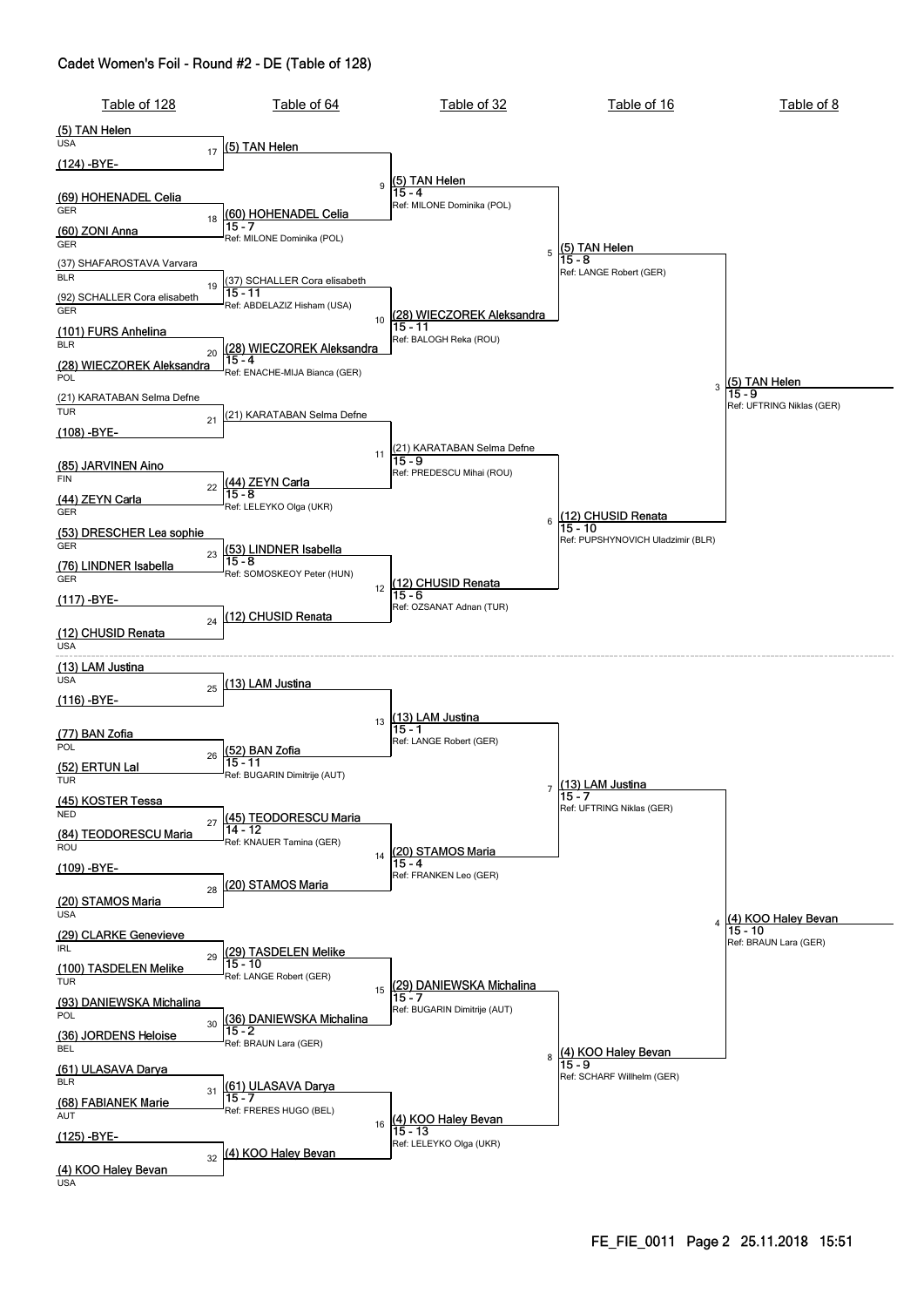# Cadet Women's Foil - Round #2 - DE (Table of 128)

## Table of 128

| Bout | Fencer 1 | Fencer 2 |
|---|---|---|
| 17 | (5) TAN Helen (USA) | (124) -BYE- |
| 18 | (69) HOHENADEL Celia (GER) | (60) ZONI Anna (GER) |
| 19 | (37) SHAFAROSTAVA Varvara (BLR) | (92) SCHALLER Cora elisabeth (GER) |
| 20 | (101) FURS Anhelina (BLR) | (28) WIECZOREK Aleksandra (POL) |
| 21 | (21) KARATABAN Selma Defne (TUR) | (108) -BYE- |
| 22 | (85) JARVINEN Aino (FIN) | (44) ZEYN Carla (GER) |
| 23 | (53) DRESCHER Lea sophie (GER) | (76) LINDNER Isabella (GER) |
| 24 | (117) -BYE- | (12) CHUSID Renata (USA) |
| 25 | (13) LAM Justina (USA) | (116) -BYE- |
| 26 | (77) BAN Zofia (POL) | (52) ERTUN Lal (TUR) |
| 27 | (45) KOSTER Tessa (NED) | (84) TEODORESCU Maria (ROU) |
| 28 | (109) -BYE- | (20) STAMOS Maria (USA) |
| 29 | (29) CLARKE Genevieve (IRL) | (100) TASDELEN Melike (TUR) |
| 30 | (93) DANIEWSKA Michalina (POL) | (36) JORDENS Heloise (BEL) |
| 31 | (61) ULASAVA Darya (BLR) | (68) FABIANEK Marie (AUT) |
| 32 | (125) -BYE- | (4) KOO Haley Bevan (USA) |

## Table of 64

| Bout | Winner | Score | Referee |
|---|---|---|---|
| 17 | (5) TAN Helen | | |
| 18 | (60) HOHENADEL Celia | 15 - 7 | Ref: MILONE Dominika (POL) |
| 19 | (37) SCHALLER Cora elisabeth | 15 - 11 | Ref: ABDELAZIZ Hisham (USA) |
| 20 | (28) WIECZOREK Aleksandra | 15 - 4 | Ref: ENACHE-MIJA Bianca (GER) |
| 21 | (21) KARATABAN Selma Defne | | |
| 22 | (44) ZEYN Carla | 15 - 8 | Ref: LELEYKO Olga (UKR) |
| 23 | (53) LINDNER Isabella | 15 - 8 | Ref: SOMOSKEOY Peter (HUN) |
| 24 | (12) CHUSID Renata | | |
| 25 | (13) LAM Justina | | |
| 26 | (52) BAN Zofia | 15 - 11 | Ref: BUGARIN Dimitrije (AUT) |
| 27 | (45) TEODORESCU Maria | 14 - 12 | Ref: KNAUER Tamina (GER) |
| 28 | (20) STAMOS Maria | | |
| 29 | (29) TASDELEN Melike | 15 - 10 | Ref: LANGE Robert (GER) |
| 30 | (36) DANIEWSKA Michalina | 15 - 2 | Ref: BRAUN Lara (GER) |
| 31 | (61) ULASAVA Darya | 15 - 7 | Ref: FRERES HUGO (BEL) |
| 32 | (4) KOO Haley Bevan | | |

## Table of 32

| Bout | Winner | Score | Referee |
|---|---|---|---|
| 9 | (5) TAN Helen | 15 - 4 | Ref: MILONE Dominika (POL) |
| 10 | (28) WIECZOREK Aleksandra | 15 - 11 | Ref: BALOGH Reka (ROU) |
| 11 | (21) KARATABAN Selma Defne | 15 - 9 | Ref: PREDESCU Mihai (ROU) |
| 12 | (12) CHUSID Renata | 15 - 6 | Ref: OZSANAT Adnan (TUR) |
| 13 | (13) LAM Justina | 15 - 1 | Ref: LANGE Robert (GER) |
| 14 | (20) STAMOS Maria | 15 - 4 | Ref: FRANKEN Leo (GER) |
| 15 | (29) DANIEWSKA Michalina | 15 - 7 | Ref: BUGARIN Dimitrije (AUT) |
| 16 | (4) KOO Haley Bevan | 15 - 13 | Ref: LELEYKO Olga (UKR) |

## Table of 16

| Bout | Winner | Score | Referee |
|---|---|---|---|
| 5 | (5) TAN Helen | 15 - 8 | Ref: LANGE Robert (GER) |
| 6 | (12) CHUSID Renata | 15 - 10 | Ref: PUPSHYNOVICH Uladzimir (BLR) |
| 7 | (13) LAM Justina | 15 - 7 | Ref: UFTRING Niklas (GER) |
| 8 | (4) KOO Haley Bevan | 15 - 9 | Ref: SCHARF Willhelm (GER) |

## Table of 8

| Bout | Winner | Score | Referee |
|---|---|---|---|
| 3 | (5) TAN Helen | 15 - 9 | Ref: UFTRING Niklas (GER) |
| 4 | (4) KOO Haley Bevan | 15 - 10 | Ref: BRAUN Lara (GER) |

FE_FIE_0011 25.11.2018 15:51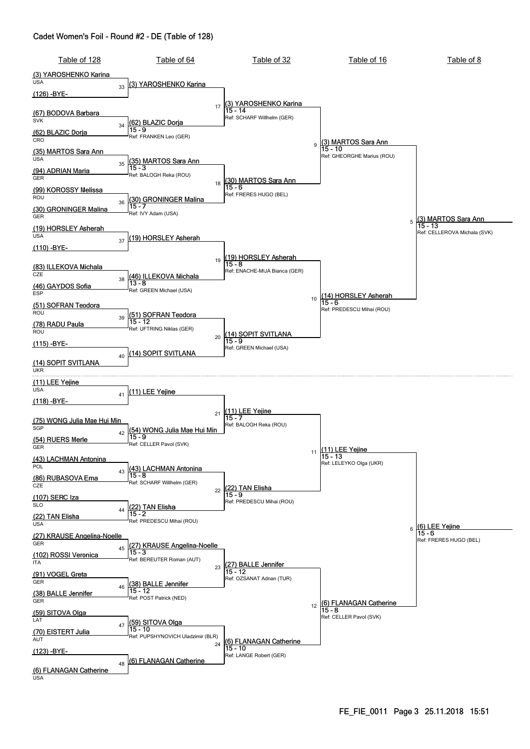# Cadet Women's Foil - Round #2 - DE (Table of 128)

| Table of 128 | Table of 64 | Table of 32 | Table of 16 | Table of 8 |
|---|---|---|---|---|
| (3) YAROSHENKO Karina USA | | | | |
| | 33 (3) YAROSHENKO Karina | | | |
| (126) -BYE- | | | | |
| | | 17 (3) YAROSHENKO Karina 15 - 14 Ref: SCHARF Willhelm (GER) | | |
| (67) BODOVA Barbara SVK | | | | |
| | 34 (62) BLAZIC Dorja 15 - 9 Ref: FRANKEN Leo (GER) | | | |
| (62) BLAZIC Dorja CRO | | | | |
| | | | 9 (3) MARTOS Sara Ann 15 - 10 Ref: GHEORGHE Marius (ROU) | |
| (35) MARTOS Sara Ann USA | | | | |
| | 35 (35) MARTOS Sara Ann 15 - 3 Ref: BALOGH Reka (ROU) | | | |
| (94) ADRIAN Maria GER | | | | |
| | | 18 (30) MARTOS Sara Ann 15 - 6 Ref: FRERES HUGO (BEL) | | |
| (99) KOROSSY Melissa ROU | | | | |
| | 36 (30) GRONINGER Malina 15 - 7 Ref: IVY Adam (USA) | | | |
| (30) GRONINGER Malina GER | | | | |
| | | | | 5 (3) MARTOS Sara Ann 15 - 13 Ref: CELLEROVA Michala (SVK) |
| (19) HORSLEY Asherah USA | | | | |
| | 37 (19) HORSLEY Asherah | | | |
| (110) -BYE- | | | | |
| | | 19 (19) HORSLEY Asherah 15 - 8 Ref: ENACHE-MIJA Bianca (GER) | | |
| (83) ILLEKOVA Michala CZE | | | | |
| | 38 (46) ILLEKOVA Michala 13 - 8 Ref: GREEN Michael (USA) | | | |
| (46) GAYDOS Sofia ESP | | | | |
| | | | 10 (14) HORSLEY Asherah 15 - 6 Ref: PREDESCU Mihai (ROU) | |
| (51) SOFRAN Teodora ROU | | | | |
| | 39 (51) SOFRAN Teodora 15 - 12 Ref: UFTRING Niklas (GER) | | | |
| (78) RADU Paula ROU | | | | |
| | | 20 (14) SOPIT SVITLANA 15 - 9 Ref: GREEN Michael (USA) | | |
| (115) -BYE- | | | | |
| | 40 (14) SOPIT SVITLANA | | | |
| (14) SOPIT SVITLANA UKR | | | | |
| (11) LEE Yejine USA | | | | |
| | 41 (11) LEE Yejine | | | |
| (118) -BYE- | | | | |
| | | 21 (11) LEE Yejine 15 - 7 Ref: BALOGH Reka (ROU) | | |
| (75) WONG Julia Mae Hui Min SGP | | | | |
| | 42 (54) WONG Julia Mae Hui Min 15 - 9 Ref: CELLER Pavol (SVK) | | | |
| (54) RUERS Merle GER | | | | |
| | | | 11 (11) LEE Yejine 15 - 13 Ref: LELEYKO Olga (UKR) | |
| (43) LACHMAN Antonina POL | | | | |
| | 43 (43) LACHMAN Antonina 15 - 8 Ref: SCHARF Willhelm (GER) | | | |
| (86) RUBASOVA Ema CZE | | | | |
| | | 22 (22) TAN Elisha 15 - 9 Ref: PREDESCU Mihai (ROU) | | |
| (107) SERC Iza SLO | | | | |
| | 44 (22) TAN Elisha 15 - 2 Ref: PREDESCU Mihai (ROU) | | | |
| (22) TAN Elisha USA | | | | |
| | | | | 6 (6) LEE Yejine 15 - 6 Ref: FRERES HUGO (BEL) |
| (27) KRAUSE Angelina-Noelle GER | | | | |
| | 45 (27) KRAUSE Angelina-Noelle 15 - 3 Ref: BEREUTER Roman (AUT) | | | |
| (102) ROSSI Veronica ITA | | | | |
| | | 23 (27) BALLE Jennifer 15 - 12 Ref: OZSANAT Adnan (TUR) | | |
| (91) VOGEL Greta GER | | | | |
| | 46 (38) BALLE Jennifer 15 - 12 Ref: POST Patrick (NED) | | | |
| (38) BALLE Jennifer GER | | | | |
| | | | 12 (6) FLANAGAN Catherine 15 - 8 Ref: CELLER Pavol (SVK) | |
| (59) SITOVA Olga LAT | | | | |
| | 47 (59) SITOVA Olga 15 - 10 Ref: PUPSHYNOVICH Uladzimir (BLR) | | | |
| (70) EISTERT Julia AUT | | | | |
| | | 24 (6) FLANAGAN Catherine 15 - 10 Ref: LANGE Robert (GER) | | |
| (123) -BYE- | | | | |
| | 48 (6) FLANAGAN Catherine | | | |
| (6) FLANAGAN Catherine USA | | | | |

FE_FIE_0011 Page 3 25.11.2018 15:51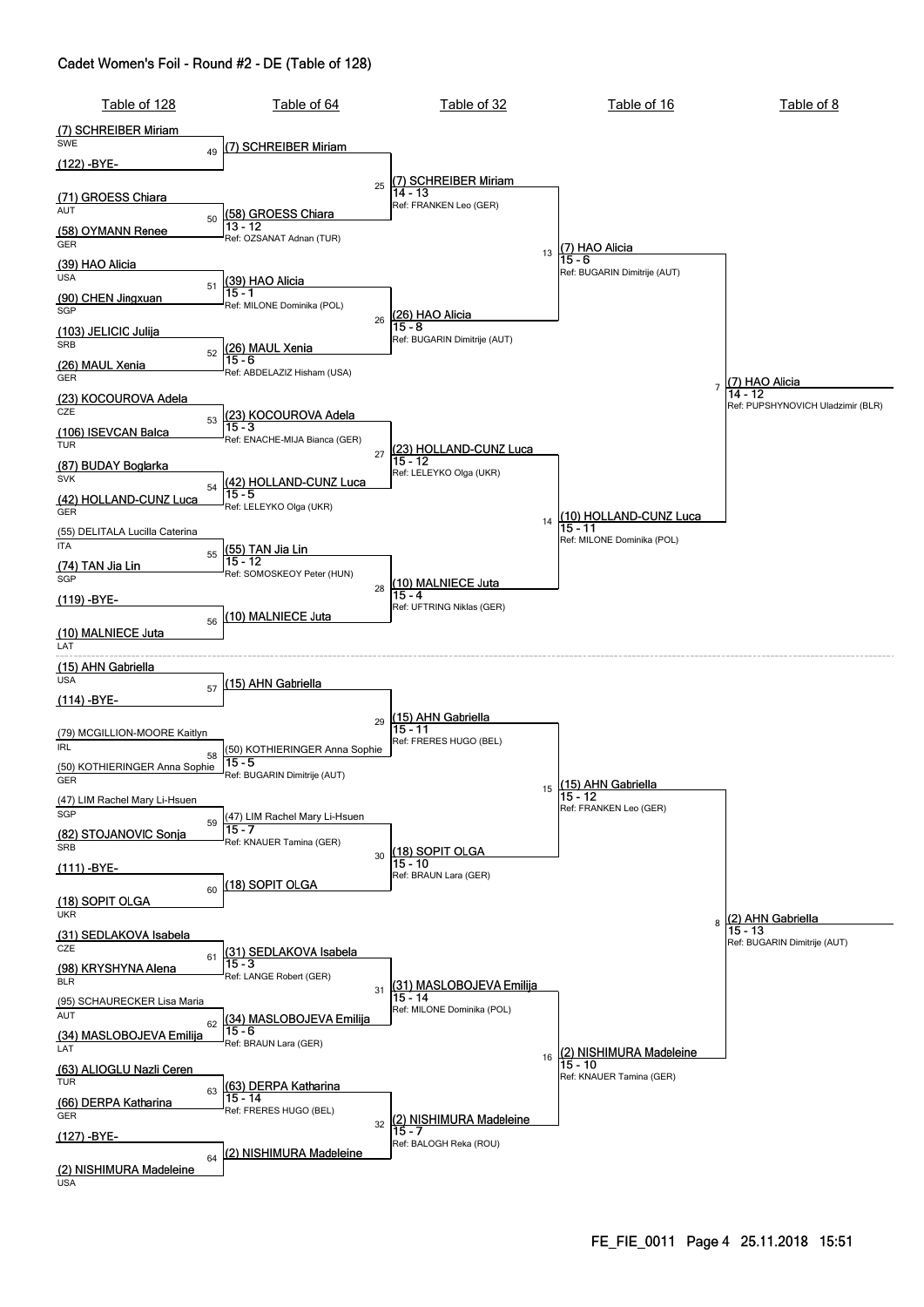## Cadet Women's Foil - Round #2 - DE (Table of 128)

### Table of 128

| Bout | Fencer 1 | Fencer 2 |
|---|---|---|
| 49 | (7) SCHREIBER Miriam (SWE) | (122) -BYE- |
| 50 | (71) GROESS Chiara (AUT) | (58) OYMANN Renee (GER) |
| 51 | (39) HAO Alicia (USA) | (90) CHEN Jingxuan (SGP) |
| 52 | (103) JELICIC Julija (SRB) | (26) MAUL Xenia (GER) |
| 53 | (23) KOCOUROVA Adela (CZE) | (106) ISEVCAN Balca (TUR) |
| 54 | (87) BUDAY Boglarka (SVK) | (42) HOLLAND-CUNZ Luca (GER) |
| 55 | (55) DELITALA Lucilla Caterina (ITA) | (74) TAN Jia Lin (SGP) |
| 56 | (119) -BYE- | (10) MALNIECE Juta (LAT) |
| 57 | (15) AHN Gabriella (USA) | (114) -BYE- |
| 58 | (79) MCGILLION-MOORE Kaitlyn (IRL) | (50) KOTHIERINGER Anna Sophie (GER) |
| 59 | (47) LIM Rachel Mary Li-Hsuen (SGP) | (82) STOJANOVIC Sonja (SRB) |
| 60 | (111) -BYE- | (18) SOPIT OLGA (UKR) |
| 61 | (31) SEDLAKOVA Isabela (CZE) | (98) KRYSHYNA Alena (BLR) |
| 62 | (95) SCHAURECKER Lisa Maria (AUT) | (34) MASLOBOJEVA Emilija (LAT) |
| 63 | (63) ALIOGLU Nazli Ceren (TUR) | (66) DERPA Katharina (GER) |
| 64 | (127) -BYE- | (2) NISHIMURA Madeleine (USA) |

### Table of 64

| Bout | Winner | Score | Referee |
|---|---|---|---|
| 49 | (7) SCHREIBER Miriam | | |
| 50 | (58) GROESS Chiara | 13 - 12 | OZSANAT Adnan (TUR) |
| 51 | (39) HAO Alicia | 15 - 1 | MILONE Dominika (POL) |
| 52 | (26) MAUL Xenia | 15 - 6 | ABDELAZIZ Hisham (USA) |
| 53 | (23) KOCOUROVA Adela | 15 - 3 | ENACHE-MIJA Bianca (GER) |
| 54 | (42) HOLLAND-CUNZ Luca | 15 - 5 | LELEYKO Olga (UKR) |
| 55 | (55) TAN Jia Lin | 15 - 12 | SOMOSKEOY Peter (HUN) |
| 56 | (10) MALNIECE Juta | | |
| 57 | (15) AHN Gabriella | | |
| 58 | (50) KOTHIERINGER Anna Sophie | 15 - 5 | BUGARIN Dimitrije (AUT) |
| 59 | (47) LIM Rachel Mary Li-Hsuen | 15 - 7 | KNAUER Tamina (GER) |
| 60 | (18) SOPIT OLGA | | |
| 61 | (31) SEDLAKOVA Isabela | 15 - 3 | LANGE Robert (GER) |
| 62 | (34) MASLOBOJEVA Emilija | 15 - 6 | BRAUN Lara (GER) |
| 63 | (63) DERPA Katharina | 15 - 14 | FRERES HUGO (BEL) |
| 64 | (2) NISHIMURA Madeleine | | |

### Table of 32

| Bout | Winner | Score | Referee |
|---|---|---|---|
| 25 | (7) SCHREIBER Miriam | 14 - 13 | FRANKEN Leo (GER) |
| 26 | (26) HAO Alicia | 15 - 8 | BUGARIN Dimitrije (AUT) |
| 27 | (23) HOLLAND-CUNZ Luca | 15 - 12 | LELEYKO Olga (UKR) |
| 28 | (10) MALNIECE Juta | 15 - 4 | UFTRING Niklas (GER) |
| 29 | (15) AHN Gabriella | 15 - 11 | FRERES HUGO (BEL) |
| 30 | (18) SOPIT OLGA | 15 - 10 | BRAUN Lara (GER) |
| 31 | (31) MASLOBOJEVA Emilija | 15 - 14 | MILONE Dominika (POL) |
| 32 | (2) NISHIMURA Madeleine | 15 - 7 | BALOGH Reka (ROU) |

### Table of 16

| Bout | Winner | Score | Referee |
|---|---|---|---|
| 13 | (7) HAO Alicia | 15 - 6 | BUGARIN Dimitrije (AUT) |
| 14 | (10) HOLLAND-CUNZ Luca | 15 - 11 | MILONE Dominika (POL) |
| 15 | (15) AHN Gabriella | 15 - 12 | FRANKEN Leo (GER) |
| 16 | (2) NISHIMURA Madeleine | 15 - 10 | KNAUER Tamina (GER) |

### Table of 8

| Bout | Winner | Score | Referee |
|---|---|---|---|
| 7 | (7) HAO Alicia | 14 - 12 | PUPSHYNOVICH Uladzimir (BLR) |
| 8 | (2) AHN Gabriella | 15 - 13 | BUGARIN Dimitrije (AUT) |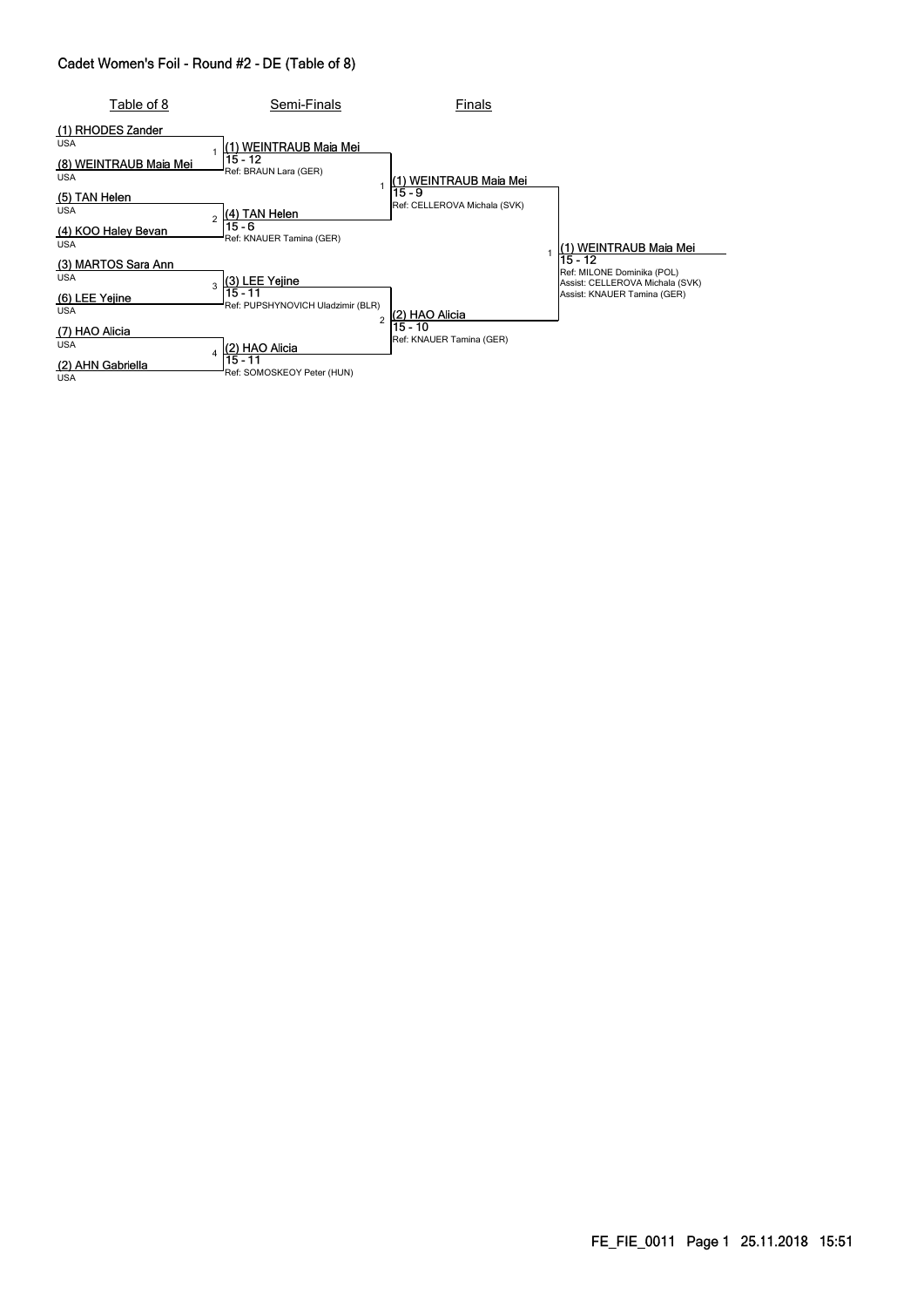# Cadet Women's Foil - Round #2 - DE (Table of 8)

## Table of 8

| Table of 8 | Semi-Finals | Finals | Winner |
|---|---|---|---|
| (1) RHODES Zander (USA) | | | |
| (8) WEINTRAUB Maia Mei (USA) | (1) WEINTRAUB Maia Mei 15 - 12 Ref: BRAUN Lara (GER) | | |
| (5) TAN Helen (USA) | | (1) WEINTRAUB Maia Mei 15 - 9 Ref: CELLEROVA Michala (SVK) | |
| (4) KOO Haley Bevan (USA) | (4) TAN Helen 15 - 6 Ref: KNAUER Tamina (GER) | | |
| (3) MARTOS Sara Ann (USA) | | | (1) WEINTRAUB Maia Mei 15 - 12 Ref: MILONE Dominika (POL) Assist: CELLEROVA Michala (SVK) Assist: KNAUER Tamina (GER) |
| (6) LEE Yejine (USA) | (3) LEE Yejine 15 - 11 Ref: PUPSHYNOVICH Uladzimir (BLR) | | |
| (7) HAO Alicia (USA) | | (2) HAO Alicia 15 - 10 Ref: KNAUER Tamina (GER) | |
| (2) AHN Gabriella (USA) | (2) HAO Alicia 15 - 11 Ref: SOMOSKEOY Peter (HUN) | | |

FE_FIE_0011 Page 1 25.11.2018 15:51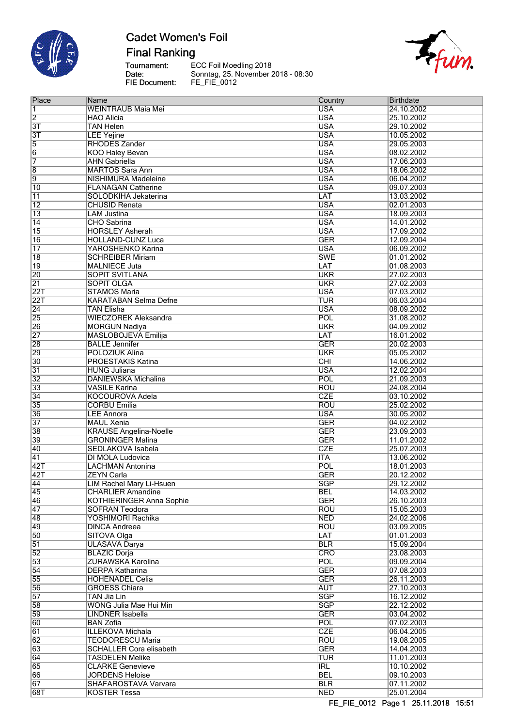# Cadet Women's Foil

## Final Ranking

Tournament: ECC Foil Moedling 2018
Date: Sonntag, 25. November 2018 - 08:30
FIE Document: FE_FIE_0012

| Place | Name | Country | Birthdate |
|---|---|---|---|
| 1 | WEINTRAUB Maia Mei | USA | 24.10.2002 |
| 2 | HAO Alicia | USA | 25.10.2002 |
| 3T | TAN Helen | USA | 29.10.2002 |
| 3T | LEE Yejine | USA | 10.05.2002 |
| 5 | RHODES Zander | USA | 29.05.2003 |
| 6 | KOO Haley Bevan | USA | 08.02.2002 |
| 7 | AHN Gabriella | USA | 17.06.2003 |
| 8 | MARTOS Sara Ann | USA | 18.06.2002 |
| 9 | NISHIMURA Madeleine | USA | 06.04.2002 |
| 10 | FLANAGAN Catherine | USA | 09.07.2003 |
| 11 | SOLODKIHA Jekaterina | LAT | 13.03.2002 |
| 12 | CHUSID Renata | USA | 02.01.2003 |
| 13 | LAM Justina | USA | 18.09.2003 |
| 14 | CHO Sabrina | USA | 14.01.2002 |
| 15 | HORSLEY Asherah | USA | 17.09.2002 |
| 16 | HOLLAND-CUNZ Luca | GER | 12.09.2004 |
| 17 | YAROSHENKO Karina | USA | 06.09.2002 |
| 18 | SCHREIBER Miriam | SWE | 01.01.2002 |
| 19 | MALNIECE Juta | LAT | 01.08.2003 |
| 20 | SOPIT SVITLANA | UKR | 27.02.2003 |
| 21 | SOPIT OLGA | UKR | 27.02.2003 |
| 22T | STAMOS Maria | USA | 07.03.2002 |
| 22T | KARATABAN Selma Defne | TUR | 06.03.2004 |
| 24 | TAN Elisha | USA | 08.09.2002 |
| 25 | WIECZOREK Aleksandra | POL | 31.08.2002 |
| 26 | MORGUN Nadiya | UKR | 04.09.2002 |
| 27 | MASLOBOJEVA Emilija | LAT | 16.01.2002 |
| 28 | BALLE Jennifer | GER | 20.02.2003 |
| 29 | POLOZIUK Alina | UKR | 05.05.2002 |
| 30 | PROESTAKIS Katina | CHI | 14.06.2002 |
| 31 | HUNG Juliana | USA | 12.02.2004 |
| 32 | DANIEWSKA Michalina | POL | 21.09.2003 |
| 33 | VASILE Karina | ROU | 24.08.2004 |
| 34 | KOCOUROVA Adela | CZE | 03.10.2002 |
| 35 | CORBU Emilia | ROU | 25.02.2002 |
| 36 | LEE Annora | USA | 30.05.2002 |
| 37 | MAUL Xenia | GER | 04.02.2002 |
| 38 | KRAUSE Angelina-Noelle | GER | 23.09.2003 |
| 39 | GRONINGER Malina | GER | 11.01.2002 |
| 40 | SEDLAKOVA Isabela | CZE | 25.07.2003 |
| 41 | DI MOLA Ludovica | ITA | 13.06.2002 |
| 42T | LACHMAN Antonina | POL | 18.01.2003 |
| 42T | ZEYN Carla | GER | 20.12.2002 |
| 44 | LIM Rachel Mary Li-Hsuen | SGP | 29.12.2002 |
| 45 | CHARLIER Amandine | BEL | 14.03.2002 |
| 46 | KOTHIERINGER Anna Sophie | GER | 26.10.2003 |
| 47 | SOFRAN Teodora | ROU | 15.05.2003 |
| 48 | YOSHIMORI Rachika | NED | 24.02.2006 |
| 49 | DINCA Andreea | ROU | 03.09.2005 |
| 50 | SITOVA Olga | LAT | 01.01.2003 |
| 51 | ULASAVA Darya | BLR | 15.09.2004 |
| 52 | BLAZIC Dorja | CRO | 23.08.2003 |
| 53 | ZURAWSKA Karolina | POL | 09.09.2004 |
| 54 | DERPA Katharina | GER | 07.08.2003 |
| 55 | HOHENADEL Celia | GER | 26.11.2003 |
| 56 | GROESS Chiara | AUT | 27.10.2003 |
| 57 | TAN Jia Lin | SGP | 16.12.2002 |
| 58 | WONG Julia Mae Hui Min | SGP | 22.12.2002 |
| 59 | LINDNER Isabella | GER | 03.04.2002 |
| 60 | BAN Zofia | POL | 07.02.2003 |
| 61 | ILLEKOVA Michala | CZE | 06.04.2005 |
| 62 | TEODORESCU Maria | ROU | 19.08.2005 |
| 63 | SCHALLER Cora elisabeth | GER | 14.04.2003 |
| 64 | TASDELEN Melike | TUR | 11.01.2003 |
| 65 | CLARKE Genevieve | IRL | 10.10.2002 |
| 66 | JORDENS Heloise | BEL | 09.10.2003 |
| 67 | SHAFAROSTAVA Varvara | BLR | 07.11.2002 |
| 68T | KOSTER Tessa | NED | 25.01.2004 |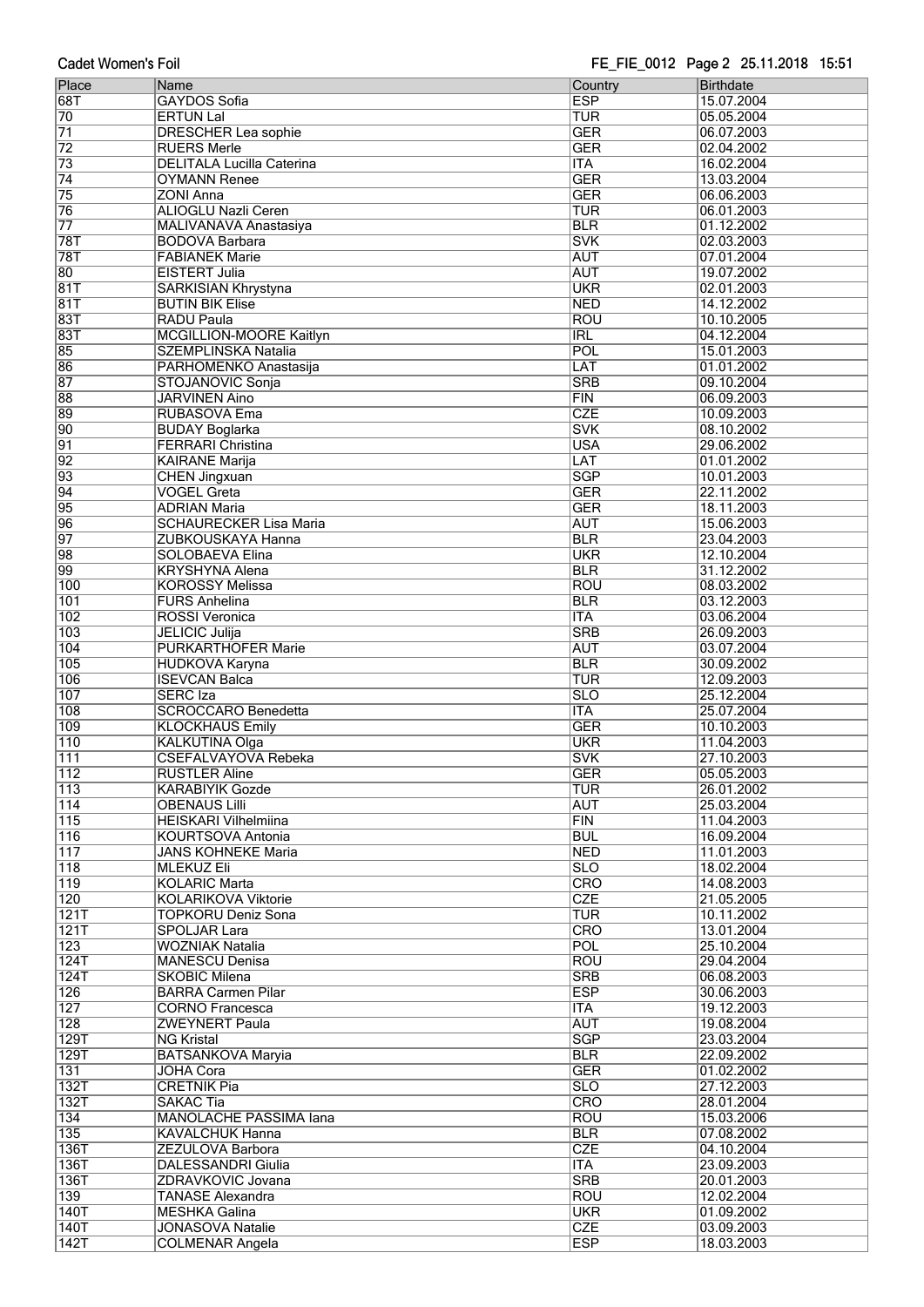| Place | Name | Country | Birthdate |
| --- | --- | --- | --- |
| 68T | GAYDOS Sofia | ESP | 15.07.2004 |
| 70 | ERTUN Lal | TUR | 05.05.2004 |
| 71 | DRESCHER Lea sophie | GER | 06.07.2003 |
| 72 | RUERS Merle | GER | 02.04.2002 |
| 73 | DELITALA Lucilla Caterina | ITA | 16.02.2004 |
| 74 | OYMANN Renee | GER | 13.03.2004 |
| 75 | ZONI Anna | GER | 06.06.2003 |
| 76 | ALIOGLU Nazli Ceren | TUR | 06.01.2003 |
| 77 | MALIVANAVA Anastasiya | BLR | 01.12.2002 |
| 78T | BODOVA Barbara | SVK | 02.03.2003 |
| 78T | FABIANEK Marie | AUT | 07.01.2004 |
| 80 | EISTERT Julia | AUT | 19.07.2002 |
| 81T | SARKISIAN Khrystyna | UKR | 02.01.2003 |
| 81T | BUTIN BIK Elise | NED | 14.12.2002 |
| 83T | RADU Paula | ROU | 10.10.2005 |
| 83T | MCGILLION-MOORE Kaitlyn | IRL | 04.12.2004 |
| 85 | SZEMPLINSKA Natalia | POL | 15.01.2003 |
| 86 | PARHOMENKO Anastasija | LAT | 01.01.2002 |
| 87 | STOJANOVIC Sonja | SRB | 09.10.2004 |
| 88 | JARVINEN Aino | FIN | 06.09.2003 |
| 89 | RUBASOVA Ema | CZE | 10.09.2003 |
| 90 | BUDAY Boglarka | SVK | 08.10.2002 |
| 91 | FERRARI Christina | USA | 29.06.2002 |
| 92 | KAIRANE Marija | LAT | 01.01.2002 |
| 93 | CHEN Jingxuan | SGP | 10.01.2003 |
| 94 | VOGEL Greta | GER | 22.11.2002 |
| 95 | ADRIAN Maria | GER | 18.11.2003 |
| 96 | SCHAURECKER Lisa Maria | AUT | 15.06.2003 |
| 97 | ZUBKOUSKAYA Hanna | BLR | 23.04.2003 |
| 98 | SOLOBAEVA Elina | UKR | 12.10.2004 |
| 99 | KRYSHYNA Alena | BLR | 31.12.2002 |
| 100 | KOROSSY Melissa | ROU | 08.03.2002 |
| 101 | FURS Anhelina | BLR | 03.12.2003 |
| 102 | ROSSI Veronica | ITA | 03.06.2004 |
| 103 | JELICIC Julija | SRB | 26.09.2003 |
| 104 | PURKARTHOFER Marie | AUT | 03.07.2004 |
| 105 | HUDKOVA Karyna | BLR | 30.09.2002 |
| 106 | ISEVCAN Balca | TUR | 12.09.2003 |
| 107 | SERC Iza | SLO | 25.12.2004 |
| 108 | SCROCCARO Benedetta | ITA | 25.07.2004 |
| 109 | KLOCKHAUS Emily | GER | 10.10.2003 |
| 110 | KALKUTINA Olga | UKR | 11.04.2003 |
| 111 | CSEFALVAYOVA Rebeka | SVK | 27.10.2003 |
| 112 | RUSTLER Aline | GER | 05.05.2003 |
| 113 | KARABIYIK Gozde | TUR | 26.01.2002 |
| 114 | OBENAUS Lilli | AUT | 25.03.2004 |
| 115 | HEISKARI Vilhelmiina | FIN | 11.04.2003 |
| 116 | KOURTSOVA Antonia | BUL | 16.09.2004 |
| 117 | JANS KOHNEKE Maria | NED | 11.01.2003 |
| 118 | MLEKUZ Eli | SLO | 18.02.2004 |
| 119 | KOLARIC Marta | CRO | 14.08.2003 |
| 120 | KOLARIKOVA Viktorie | CZE | 21.05.2005 |
| 121T | TOPKORU Deniz Sona | TUR | 10.11.2002 |
| 121T | SPOLJAR Lara | CRO | 13.01.2004 |
| 123 | WOZNIAK Natalia | POL | 25.10.2004 |
| 124T | MANESCU Denisa | ROU | 29.04.2004 |
| 124T | SKOBIC Milena | SRB | 06.08.2003 |
| 126 | BARRA Carmen Pilar | ESP | 30.06.2003 |
| 127 | CORNO Francesca | ITA | 19.12.2003 |
| 128 | ZWEYNERT Paula | AUT | 19.08.2004 |
| 129T | NG Kristal | SGP | 23.03.2004 |
| 129T | BATSANKOVA Maryia | BLR | 22.09.2002 |
| 131 | JOHA Cora | GER | 01.02.2002 |
| 132T | CRETNIK Pia | SLO | 27.12.2003 |
| 132T | SAKAC Tia | CRO | 28.01.2004 |
| 134 | MANOLACHE PASSIMA Iana | ROU | 15.03.2006 |
| 135 | KAVALCHUK Hanna | BLR | 07.08.2002 |
| 136T | ZEZULOVA Barbora | CZE | 04.10.2004 |
| 136T | DALESSANDRI Giulia | ITA | 23.09.2003 |
| 136T | ZDRAVKOVIC Jovana | SRB | 20.01.2003 |
| 139 | TANASE Alexandra | ROU | 12.02.2004 |
| 140T | MESHKA Galina | UKR | 01.09.2002 |
| 140T | JONASOVA Natalie | CZE | 03.09.2003 |
| 142T | COLMENAR Angela | ESP | 18.03.2003 |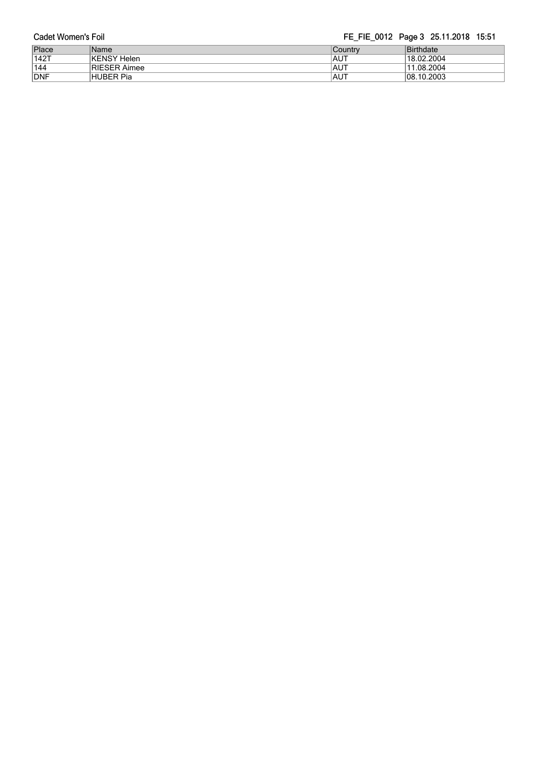| Place | Name | Country | Birthdate |
| --- | --- | --- | --- |
| 142T | KENSY Helen | AUT | 18.02.2004 |
| 144 | RIESER Aimee | AUT | 11.08.2004 |
| DNF | HUBER Pia | AUT | 08.10.2003 |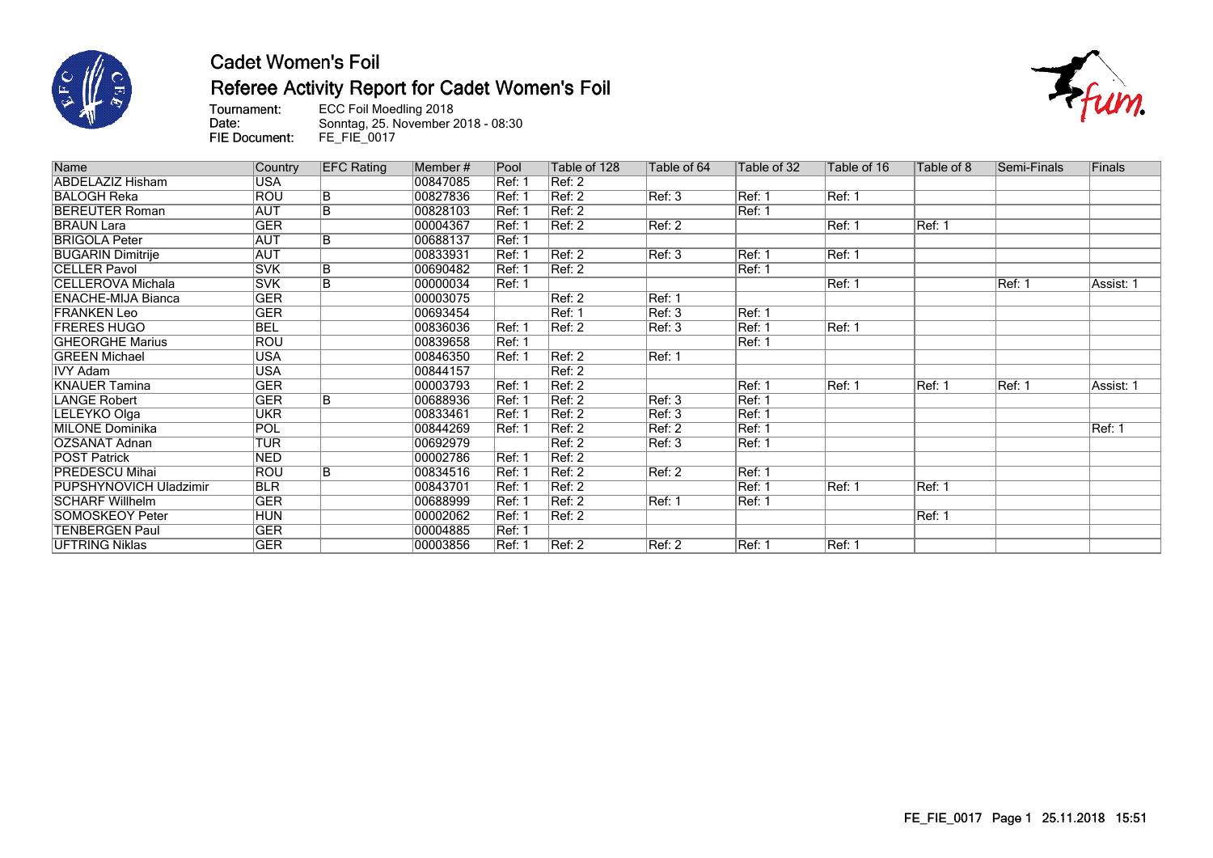# Cadet Women's Foil

## Referee Activity Report for Cadet Women's Foil

Tournament: ECC Foil Moedling 2018
Date: Sonntag, 25. November 2018 - 08:30
FIE Document: FE_FIE_0017

| Name | Country | EFC Rating | Member # | Pool | Table of 128 | Table of 64 | Table of 32 | Table of 16 | Table of 8 | Semi-Finals | Finals |
|---|---|---|---|---|---|---|---|---|---|---|---|
| ABDELAZIZ Hisham | USA | | 00847085 | Ref: 1 | Ref: 2 | | | | | | |
| BALOGH Reka | ROU | B | 00827836 | Ref: 1 | Ref: 2 | Ref: 3 | Ref: 1 | Ref: 1 | | | |
| BEREUTER Roman | AUT | B | 00828103 | Ref: 1 | Ref: 2 | | Ref: 1 | | | | |
| BRAUN Lara | GER | | 00004367 | Ref: 1 | Ref: 2 | Ref: 2 | | Ref: 1 | Ref: 1 | | |
| BRIGOLA Peter | AUT | B | 00688137 | Ref: 1 | | | | | | | |
| BUGARIN Dimitrije | AUT | | 00833931 | Ref: 1 | Ref: 2 | Ref: 3 | Ref: 1 | Ref: 1 | | | |
| CELLER Pavol | SVK | B | 00690482 | Ref: 1 | Ref: 2 | | Ref: 1 | | | | |
| CELLEROVA Michala | SVK | B | 00000034 | Ref: 1 | | | | Ref: 1 | | Ref: 1 | Assist: 1 |
| ENACHE-MIJA Bianca | GER | | 00003075 | | Ref: 2 | Ref: 1 | | | | | |
| FRANKEN Leo | GER | | 00693454 | | Ref: 1 | Ref: 3 | Ref: 1 | | | | |
| FRERES HUGO | BEL | | 00836036 | Ref: 1 | Ref: 2 | Ref: 3 | Ref: 1 | Ref: 1 | | | |
| GHEORGHE Marius | ROU | | 00839658 | Ref: 1 | | | Ref: 1 | | | | |
| GREEN Michael | USA | | 00846350 | Ref: 1 | Ref: 2 | Ref: 1 | | | | | |
| IVY Adam | USA | | 00844157 | | Ref: 2 | | | | | | |
| KNAUER Tamina | GER | | 00003793 | Ref: 1 | Ref: 2 | | Ref: 1 | Ref: 1 | Ref: 1 | Ref: 1 | Assist: 1 |
| LANGE Robert | GER | B | 00688936 | Ref: 1 | Ref: 2 | Ref: 3 | Ref: 1 | | | | |
| LELEYKO Olga | UKR | | 00833461 | Ref: 1 | Ref: 2 | Ref: 3 | Ref: 1 | | | | |
| MILONE Dominika | POL | | 00844269 | Ref: 1 | Ref: 2 | Ref: 2 | Ref: 1 | | | | Ref: 1 |
| OZSANAT Adnan | TUR | | 00692979 | | Ref: 2 | Ref: 3 | Ref: 1 | | | | |
| POST Patrick | NED | | 00002786 | Ref: 1 | Ref: 2 | | | | | | |
| PREDESCU Mihai | ROU | B | 00834516 | Ref: 1 | Ref: 2 | Ref: 2 | Ref: 1 | | | | |
| PUPSHYNOVICH Uladzimir | BLR | | 00843701 | Ref: 1 | Ref: 2 | | Ref: 1 | Ref: 1 | Ref: 1 | | |
| SCHARF Willhelm | GER | | 00688999 | Ref: 1 | Ref: 2 | Ref: 1 | Ref: 1 | | | | |
| SOMOSKEOY Peter | HUN | | 00002062 | Ref: 1 | Ref: 2 | | | | Ref: 1 | | |
| TENBERGEN Paul | GER | | 00004885 | Ref: 1 | | | | | | | |
| UFTRING Niklas | GER | | 00003856 | Ref: 1 | Ref: 2 | Ref: 2 | Ref: 1 | Ref: 1 | | | |